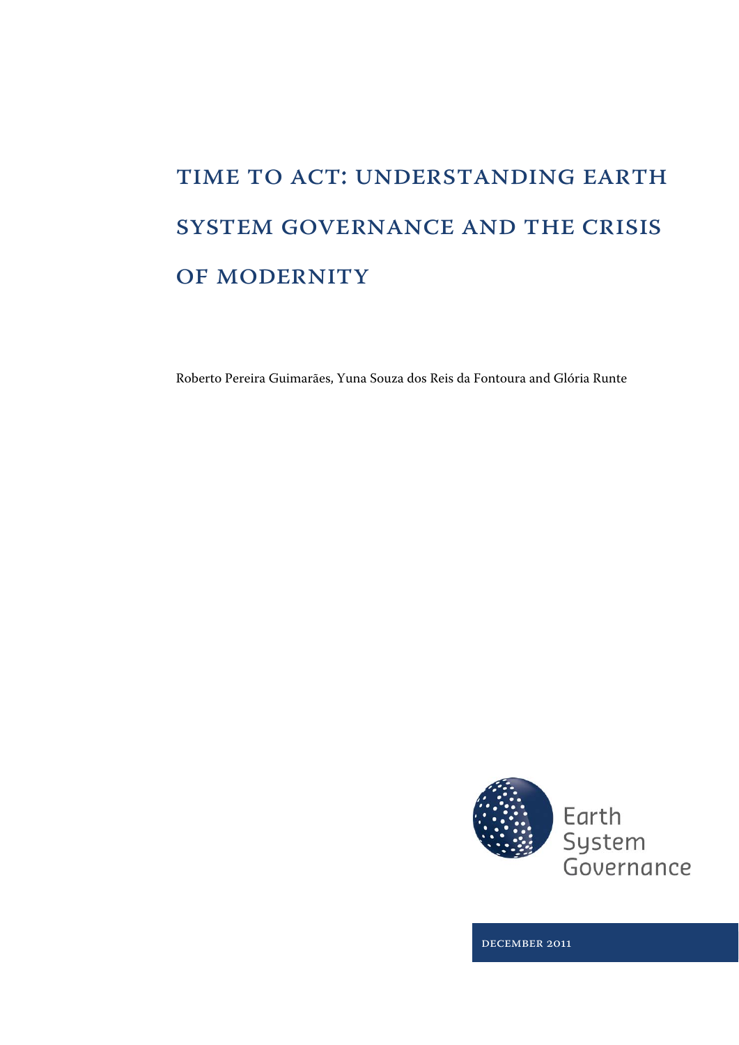# TIME TO ACT: UNDERSTANDING EARTH SYSTEM GOVERNANCE AND THE CRISIS OF MODERNITY

Roberto Pereira Guimarães, Yuna Souza dos Reis da Fontoura and Glória Runte

Earth System Governance

DECEMBER 2011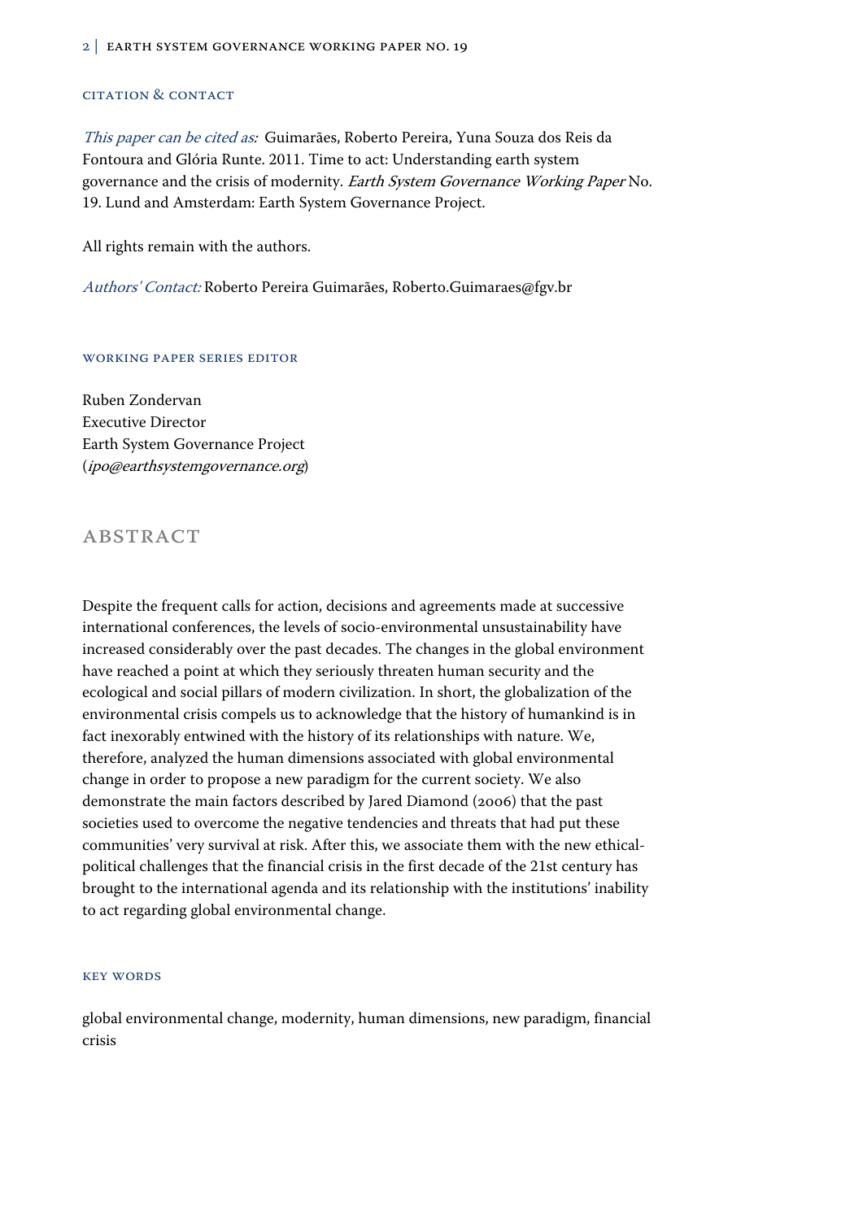### CITATION & CONTACT

*This paper can be cited as:* Guimarães, Roberto Pereira, Yuna Souza dos Reis da Fontoura and Glória Runte. 2011. Time to act: Understanding earth system governance and the crisis of modernity. *Earth System Governance Working Paper* No. 19. Lund and Amsterdam: Earth System Governance Project.

All rights remain with the authors.

*Authors' Contact:* Roberto Pereira Guimarães, Roberto.Guimaraes@fgv.br

### WORKING PAPER SERIES EDITOR

Ruben Zondervan
Executive Director
Earth System Governance Project
(*ipo@earthsystemgovernance.org*)

## ABSTRACT

Despite the frequent calls for action, decisions and agreements made at successive international conferences, the levels of socio-environmental unsustainability have increased considerably over the past decades. The changes in the global environment have reached a point at which they seriously threaten human security and the ecological and social pillars of modern civilization. In short, the globalization of the environmental crisis compels us to acknowledge that the history of humankind is in fact inexorably entwined with the history of its relationships with nature. We, therefore, analyzed the human dimensions associated with global environmental change in order to propose a new paradigm for the current society. We also demonstrate the main factors described by Jared Diamond (2006) that the past societies used to overcome the negative tendencies and threats that had put these communities' very survival at risk. After this, we associate them with the new ethical-political challenges that the financial crisis in the first decade of the 21st century has brought to the international agenda and its relationship with the institutions' inability to act regarding global environmental change.

### KEY WORDS

global environmental change, modernity, human dimensions, new paradigm, financial crisis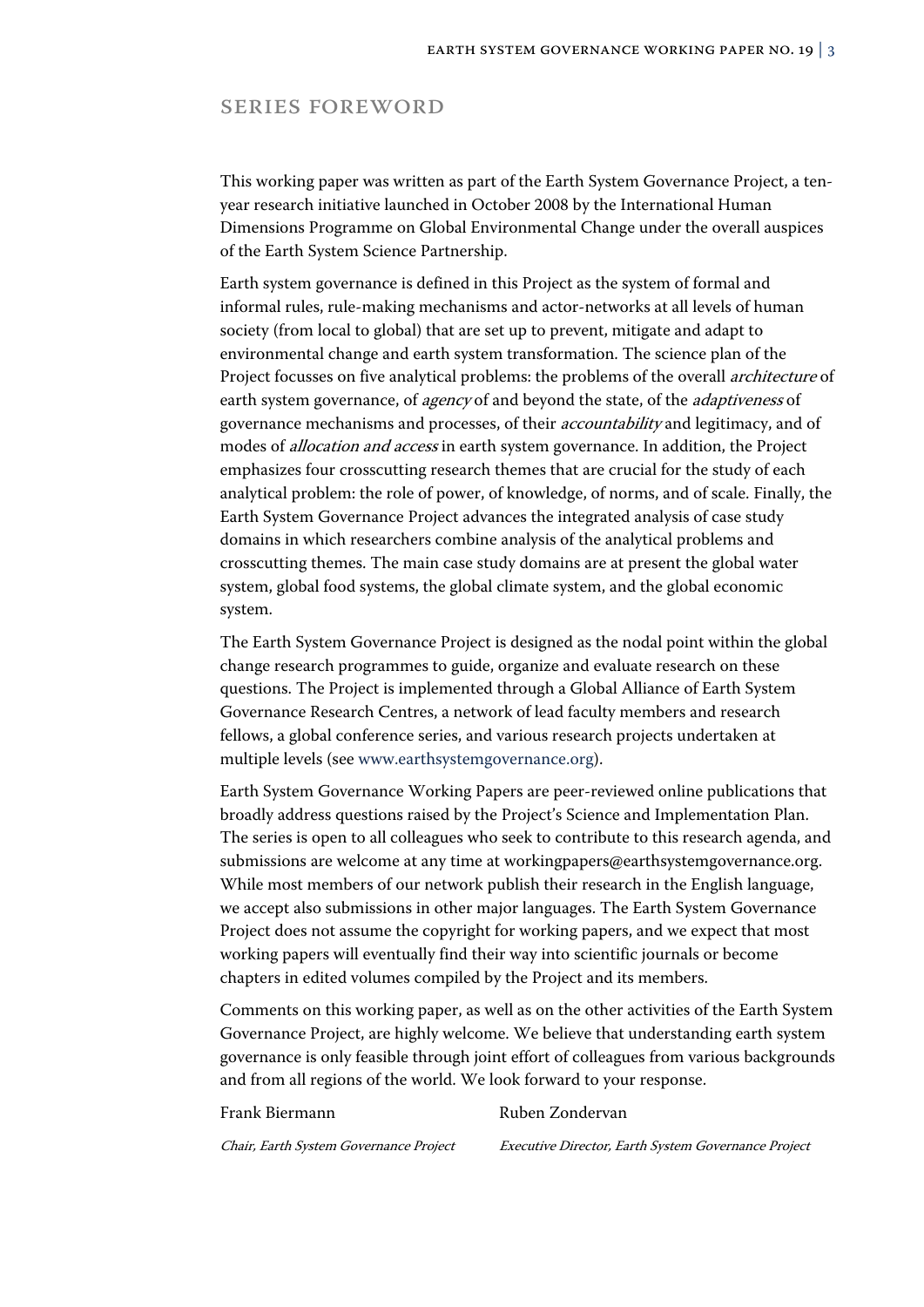## Series Foreword

This working paper was written as part of the Earth System Governance Project, a ten-year research initiative launched in October 2008 by the International Human Dimensions Programme on Global Environmental Change under the overall auspices of the Earth System Science Partnership.

Earth system governance is defined in this Project as the system of formal and informal rules, rule-making mechanisms and actor-networks at all levels of human society (from local to global) that are set up to prevent, mitigate and adapt to environmental change and earth system transformation. The science plan of the Project focusses on five analytical problems: the problems of the overall *architecture* of earth system governance, of *agency* of and beyond the state, of the *adaptiveness* of governance mechanisms and processes, of their *accountability* and legitimacy, and of modes of *allocation and access* in earth system governance. In addition, the Project emphasizes four crosscutting research themes that are crucial for the study of each analytical problem: the role of power, of knowledge, of norms, and of scale. Finally, the Earth System Governance Project advances the integrated analysis of case study domains in which researchers combine analysis of the analytical problems and crosscutting themes. The main case study domains are at present the global water system, global food systems, the global climate system, and the global economic system.

The Earth System Governance Project is designed as the nodal point within the global change research programmes to guide, organize and evaluate research on these questions. The Project is implemented through a Global Alliance of Earth System Governance Research Centres, a network of lead faculty members and research fellows, a global conference series, and various research projects undertaken at multiple levels (see www.earthsystemgovernance.org).

Earth System Governance Working Papers are peer-reviewed online publications that broadly address questions raised by the Project's Science and Implementation Plan. The series is open to all colleagues who seek to contribute to this research agenda, and submissions are welcome at any time at workingpapers@earthsystemgovernance.org. While most members of our network publish their research in the English language, we accept also submissions in other major languages. The Earth System Governance Project does not assume the copyright for working papers, and we expect that most working papers will eventually find their way into scientific journals or become chapters in edited volumes compiled by the Project and its members.

Comments on this working paper, as well as on the other activities of the Earth System Governance Project, are highly welcome. We believe that understanding earth system governance is only feasible through joint effort of colleagues from various backgrounds and from all regions of the world. We look forward to your response.

Frank Biermann
*Chair, Earth System Governance Project*

Ruben Zondervan
*Executive Director, Earth System Governance Project*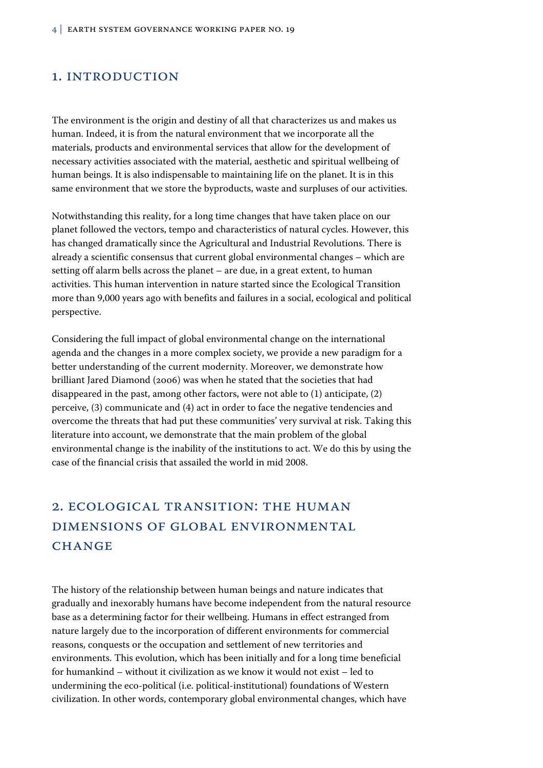## 1. INTRODUCTION

The environment is the origin and destiny of all that characterizes us and makes us human. Indeed, it is from the natural environment that we incorporate all the materials, products and environmental services that allow for the development of necessary activities associated with the material, aesthetic and spiritual wellbeing of human beings. It is also indispensable to maintaining life on the planet. It is in this same environment that we store the byproducts, waste and surpluses of our activities.

Notwithstanding this reality, for a long time changes that have taken place on our planet followed the vectors, tempo and characteristics of natural cycles. However, this has changed dramatically since the Agricultural and Industrial Revolutions. There is already a scientific consensus that current global environmental changes – which are setting off alarm bells across the planet – are due, in a great extent, to human activities. This human intervention in nature started since the Ecological Transition more than 9,000 years ago with benefits and failures in a social, ecological and political perspective.

Considering the full impact of global environmental change on the international agenda and the changes in a more complex society, we provide a new paradigm for a better understanding of the current modernity. Moreover, we demonstrate how brilliant Jared Diamond (2006) was when he stated that the societies that had disappeared in the past, among other factors, were not able to (1) anticipate, (2) perceive, (3) communicate and (4) act in order to face the negative tendencies and overcome the threats that had put these communities' very survival at risk. Taking this literature into account, we demonstrate that the main problem of the global environmental change is the inability of the institutions to act. We do this by using the case of the financial crisis that assailed the world in mid 2008.

## 2. ECOLOGICAL TRANSITION: THE HUMAN DIMENSIONS OF GLOBAL ENVIRONMENTAL CHANGE

The history of the relationship between human beings and nature indicates that gradually and inexorably humans have become independent from the natural resource base as a determining factor for their wellbeing. Humans in effect estranged from nature largely due to the incorporation of different environments for commercial reasons, conquests or the occupation and settlement of new territories and environments. This evolution, which has been initially and for a long time beneficial for humankind – without it civilization as we know it would not exist – led to undermining the eco-political (i.e. political-institutional) foundations of Western civilization. In other words, contemporary global environmental changes, which have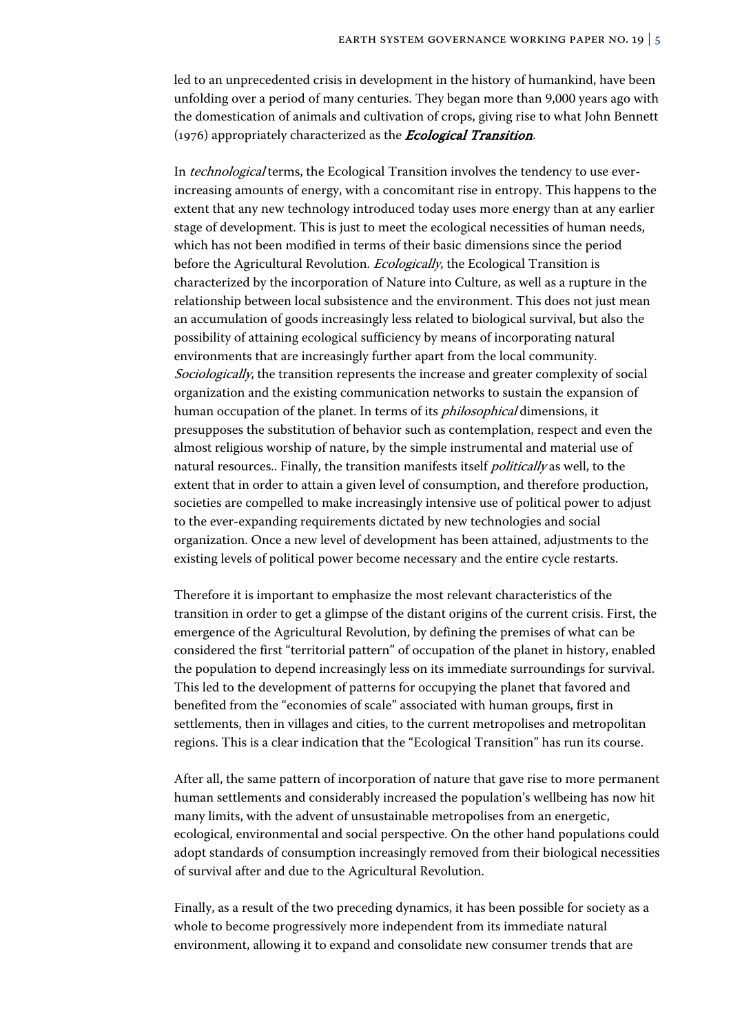led to an unprecedented crisis in development in the history of humankind, have been unfolding over a period of many centuries. They began more than 9,000 years ago with the domestication of animals and cultivation of crops, giving rise to what John Bennett (1976) appropriately characterized as the ***Ecological Transition***.

In *technological* terms, the Ecological Transition involves the tendency to use ever-increasing amounts of energy, with a concomitant rise in entropy. This happens to the extent that any new technology introduced today uses more energy than at any earlier stage of development. This is just to meet the ecological necessities of human needs, which has not been modified in terms of their basic dimensions since the period before the Agricultural Revolution. *Ecologically*, the Ecological Transition is characterized by the incorporation of Nature into Culture, as well as a rupture in the relationship between local subsistence and the environment. This does not just mean an accumulation of goods increasingly less related to biological survival, but also the possibility of attaining ecological sufficiency by means of incorporating natural environments that are increasingly further apart from the local community. *Sociologically*, the transition represents the increase and greater complexity of social organization and the existing communication networks to sustain the expansion of human occupation of the planet. In terms of its *philosophical* dimensions, it presupposes the substitution of behavior such as contemplation, respect and even the almost religious worship of nature, by the simple instrumental and material use of natural resources.. Finally, the transition manifests itself *politically* as well, to the extent that in order to attain a given level of consumption, and therefore production, societies are compelled to make increasingly intensive use of political power to adjust to the ever-expanding requirements dictated by new technologies and social organization. Once a new level of development has been attained, adjustments to the existing levels of political power become necessary and the entire cycle restarts.

Therefore it is important to emphasize the most relevant characteristics of the transition in order to get a glimpse of the distant origins of the current crisis. First, the emergence of the Agricultural Revolution, by defining the premises of what can be considered the first "territorial pattern" of occupation of the planet in history, enabled the population to depend increasingly less on its immediate surroundings for survival. This led to the development of patterns for occupying the planet that favored and benefited from the "economies of scale" associated with human groups, first in settlements, then in villages and cities, to the current metropolises and metropolitan regions. This is a clear indication that the "Ecological Transition" has run its course.

After all, the same pattern of incorporation of nature that gave rise to more permanent human settlements and considerably increased the population's wellbeing has now hit many limits, with the advent of unsustainable metropolises from an energetic, ecological, environmental and social perspective. On the other hand populations could adopt standards of consumption increasingly removed from their biological necessities of survival after and due to the Agricultural Revolution.

Finally, as a result of the two preceding dynamics, it has been possible for society as a whole to become progressively more independent from its immediate natural environment, allowing it to expand and consolidate new consumer trends that are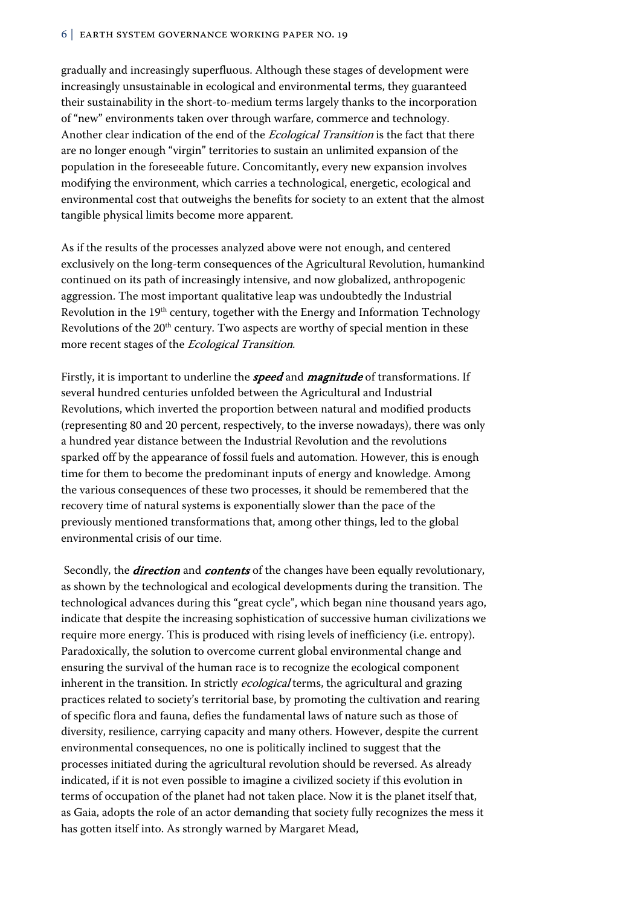gradually and increasingly superfluous. Although these stages of development were increasingly unsustainable in ecological and environmental terms, they guaranteed their sustainability in the short-to-medium terms largely thanks to the incorporation of "new" environments taken over through warfare, commerce and technology. Another clear indication of the end of the *Ecological Transition* is the fact that there are no longer enough "virgin" territories to sustain an unlimited expansion of the population in the foreseeable future. Concomitantly, every new expansion involves modifying the environment, which carries a technological, energetic, ecological and environmental cost that outweighs the benefits for society to an extent that the almost tangible physical limits become more apparent.

As if the results of the processes analyzed above were not enough, and centered exclusively on the long-term consequences of the Agricultural Revolution, humankind continued on its path of increasingly intensive, and now globalized, anthropogenic aggression. The most important qualitative leap was undoubtedly the Industrial Revolution in the 19th century, together with the Energy and Information Technology Revolutions of the 20th century. Two aspects are worthy of special mention in these more recent stages of the *Ecological Transition*.

Firstly, it is important to underline the ***speed*** and ***magnitude*** of transformations. If several hundred centuries unfolded between the Agricultural and Industrial Revolutions, which inverted the proportion between natural and modified products (representing 80 and 20 percent, respectively, to the inverse nowadays), there was only a hundred year distance between the Industrial Revolution and the revolutions sparked off by the appearance of fossil fuels and automation. However, this is enough time for them to become the predominant inputs of energy and knowledge. Among the various consequences of these two processes, it should be remembered that the recovery time of natural systems is exponentially slower than the pace of the previously mentioned transformations that, among other things, led to the global environmental crisis of our time.

Secondly, the ***direction*** and ***contents*** of the changes have been equally revolutionary, as shown by the technological and ecological developments during the transition. The technological advances during this "great cycle", which began nine thousand years ago, indicate that despite the increasing sophistication of successive human civilizations we require more energy. This is produced with rising levels of inefficiency (i.e. entropy). Paradoxically, the solution to overcome current global environmental change and ensuring the survival of the human race is to recognize the ecological component inherent in the transition. In strictly *ecological* terms, the agricultural and grazing practices related to society's territorial base, by promoting the cultivation and rearing of specific flora and fauna, defies the fundamental laws of nature such as those of diversity, resilience, carrying capacity and many others. However, despite the current environmental consequences, no one is politically inclined to suggest that the processes initiated during the agricultural revolution should be reversed. As already indicated, if it is not even possible to imagine a civilized society if this evolution in terms of occupation of the planet had not taken place. Now it is the planet itself that, as Gaia, adopts the role of an actor demanding that society fully recognizes the mess it has gotten itself into. As strongly warned by Margaret Mead,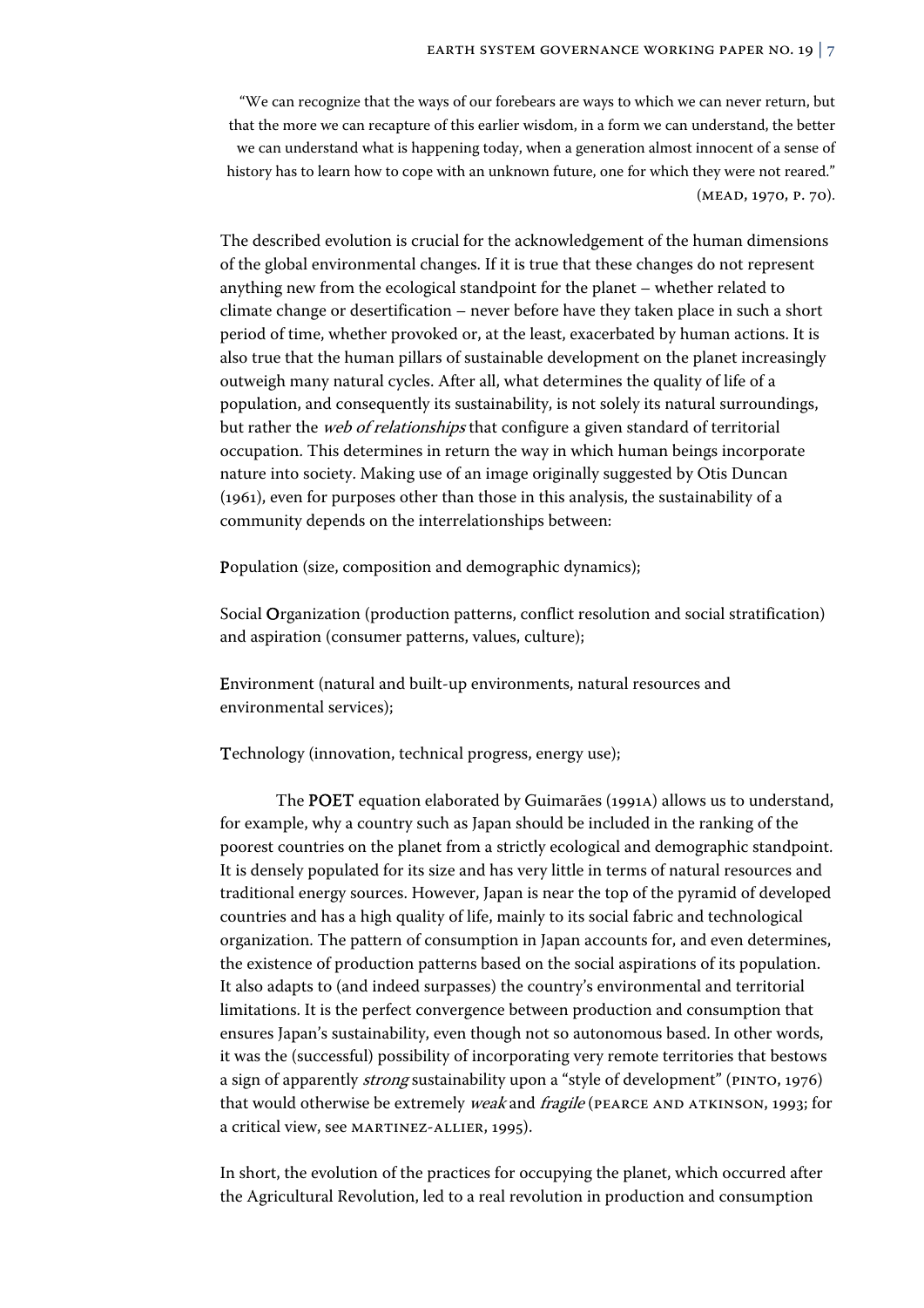> "We can recognize that the ways of our forebears are ways to which we can never return, but that the more we can recapture of this earlier wisdom, in a form we can understand, the better we can understand what is happening today, when a generation almost innocent of a sense of history has to learn how to cope with an unknown future, one for which they were not reared." (Mead, 1970, p. 70).

The described evolution is crucial for the acknowledgement of the human dimensions of the global environmental changes. If it is true that these changes do not represent anything new from the ecological standpoint for the planet – whether related to climate change or desertification – never before have they taken place in such a short period of time, whether provoked or, at the least, exacerbated by human actions. It is also true that the human pillars of sustainable development on the planet increasingly outweigh many natural cycles. After all, what determines the quality of life of a population, and consequently its sustainability, is not solely its natural surroundings, but rather the *web of relationships* that configure a given standard of territorial occupation. This determines in return the way in which human beings incorporate nature into society. Making use of an image originally suggested by Otis Duncan (1961), even for purposes other than those in this analysis, the sustainability of a community depends on the interrelationships between:

**P**opulation (size, composition and demographic dynamics);

Social **O**rganization (production patterns, conflict resolution and social stratification) and aspiration (consumer patterns, values, culture);

**E**nvironment (natural and built-up environments, natural resources and environmental services);

**T**echnology (innovation, technical progress, energy use);

The **POET** equation elaborated by Guimarães (1991a) allows us to understand, for example, why a country such as Japan should be included in the ranking of the poorest countries on the planet from a strictly ecological and demographic standpoint. It is densely populated for its size and has very little in terms of natural resources and traditional energy sources. However, Japan is near the top of the pyramid of developed countries and has a high quality of life, mainly to its social fabric and technological organization. The pattern of consumption in Japan accounts for, and even determines, the existence of production patterns based on the social aspirations of its population. It also adapts to (and indeed surpasses) the country's environmental and territorial limitations. It is the perfect convergence between production and consumption that ensures Japan's sustainability, even though not so autonomous based. In other words, it was the (successful) possibility of incorporating very remote territories that bestows a sign of apparently *strong* sustainability upon a "style of development" (Pinto, 1976) that would otherwise be extremely *weak* and *fragile* (Pearce and Atkinson, 1993; for a critical view, see Martinez-Allier, 1995).

In short, the evolution of the practices for occupying the planet, which occurred after the Agricultural Revolution, led to a real revolution in production and consumption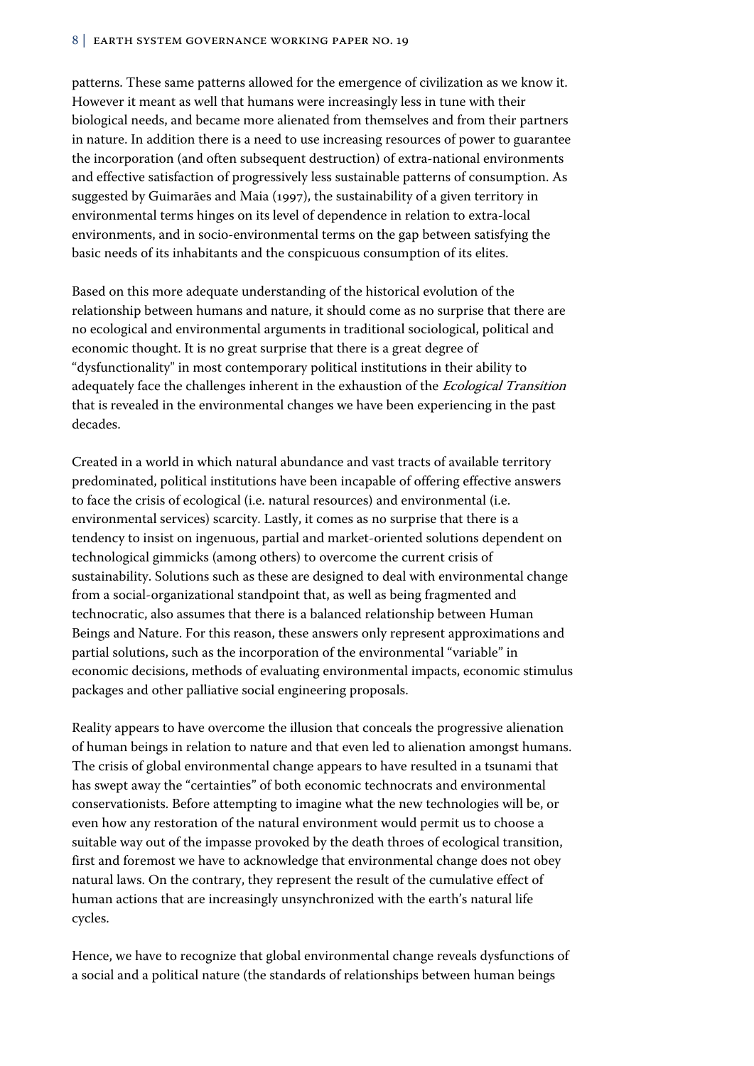patterns. These same patterns allowed for the emergence of civilization as we know it. However it meant as well that humans were increasingly less in tune with their biological needs, and became more alienated from themselves and from their partners in nature. In addition there is a need to use increasing resources of power to guarantee the incorporation (and often subsequent destruction) of extra-national environments and effective satisfaction of progressively less sustainable patterns of consumption. As suggested by Guimarães and Maia (1997), the sustainability of a given territory in environmental terms hinges on its level of dependence in relation to extra-local environments, and in socio-environmental terms on the gap between satisfying the basic needs of its inhabitants and the conspicuous consumption of its elites.

Based on this more adequate understanding of the historical evolution of the relationship between humans and nature, it should come as no surprise that there are no ecological and environmental arguments in traditional sociological, political and economic thought. It is no great surprise that there is a great degree of "dysfunctionality" in most contemporary political institutions in their ability to adequately face the challenges inherent in the exhaustion of the *Ecological Transition* that is revealed in the environmental changes we have been experiencing in the past decades.

Created in a world in which natural abundance and vast tracts of available territory predominated, political institutions have been incapable of offering effective answers to face the crisis of ecological (i.e. natural resources) and environmental (i.e. environmental services) scarcity. Lastly, it comes as no surprise that there is a tendency to insist on ingenuous, partial and market-oriented solutions dependent on technological gimmicks (among others) to overcome the current crisis of sustainability. Solutions such as these are designed to deal with environmental change from a social-organizational standpoint that, as well as being fragmented and technocratic, also assumes that there is a balanced relationship between Human Beings and Nature. For this reason, these answers only represent approximations and partial solutions, such as the incorporation of the environmental "variable" in economic decisions, methods of evaluating environmental impacts, economic stimulus packages and other palliative social engineering proposals.

Reality appears to have overcome the illusion that conceals the progressive alienation of human beings in relation to nature and that even led to alienation amongst humans. The crisis of global environmental change appears to have resulted in a tsunami that has swept away the "certainties" of both economic technocrats and environmental conservationists. Before attempting to imagine what the new technologies will be, or even how any restoration of the natural environment would permit us to choose a suitable way out of the impasse provoked by the death throes of ecological transition, first and foremost we have to acknowledge that environmental change does not obey natural laws. On the contrary, they represent the result of the cumulative effect of human actions that are increasingly unsynchronized with the earth's natural life cycles.

Hence, we have to recognize that global environmental change reveals dysfunctions of a social and a political nature (the standards of relationships between human beings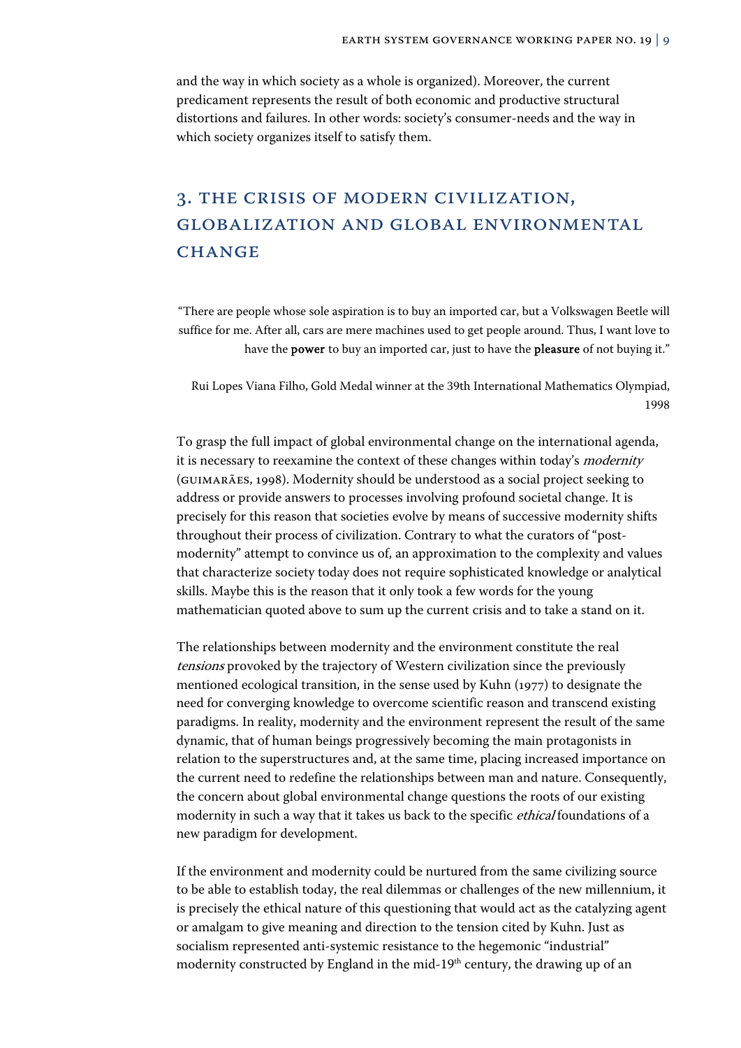and the way in which society as a whole is organized). Moreover, the current predicament represents the result of both economic and productive structural distortions and failures. In other words: society's consumer-needs and the way in which society organizes itself to satisfy them.

## 3. The Crisis of Modern Civilization, Globalization and Global Environmental Change

> "There are people whose sole aspiration is to buy an imported car, but a Volkswagen Beetle will suffice for me. After all, cars are mere machines used to get people around. Thus, I want love to have the **power** to buy an imported car, just to have the **pleasure** of not buying it."
>
> Rui Lopes Viana Filho, Gold Medal winner at the 39th International Mathematics Olympiad, 1998

To grasp the full impact of global environmental change on the international agenda, it is necessary to reexamine the context of these changes within today's *modernity* (Guimarães, 1998). Modernity should be understood as a social project seeking to address or provide answers to processes involving profound societal change. It is precisely for this reason that societies evolve by means of successive modernity shifts throughout their process of civilization. Contrary to what the curators of "post-modernity" attempt to convince us of, an approximation to the complexity and values that characterize society today does not require sophisticated knowledge or analytical skills. Maybe this is the reason that it only took a few words for the young mathematician quoted above to sum up the current crisis and to take a stand on it.

The relationships between modernity and the environment constitute the real *tensions* provoked by the trajectory of Western civilization since the previously mentioned ecological transition, in the sense used by Kuhn (1977) to designate the need for converging knowledge to overcome scientific reason and transcend existing paradigms. In reality, modernity and the environment represent the result of the same dynamic, that of human beings progressively becoming the main protagonists in relation to the superstructures and, at the same time, placing increased importance on the current need to redefine the relationships between man and nature. Consequently, the concern about global environmental change questions the roots of our existing modernity in such a way that it takes us back to the specific *ethical* foundations of a new paradigm for development.

If the environment and modernity could be nurtured from the same civilizing source to be able to establish today, the real dilemmas or challenges of the new millennium, it is precisely the ethical nature of this questioning that would act as the catalyzing agent or amalgam to give meaning and direction to the tension cited by Kuhn. Just as socialism represented anti-systemic resistance to the hegemonic "industrial" modernity constructed by England in the mid-19th century, the drawing up of an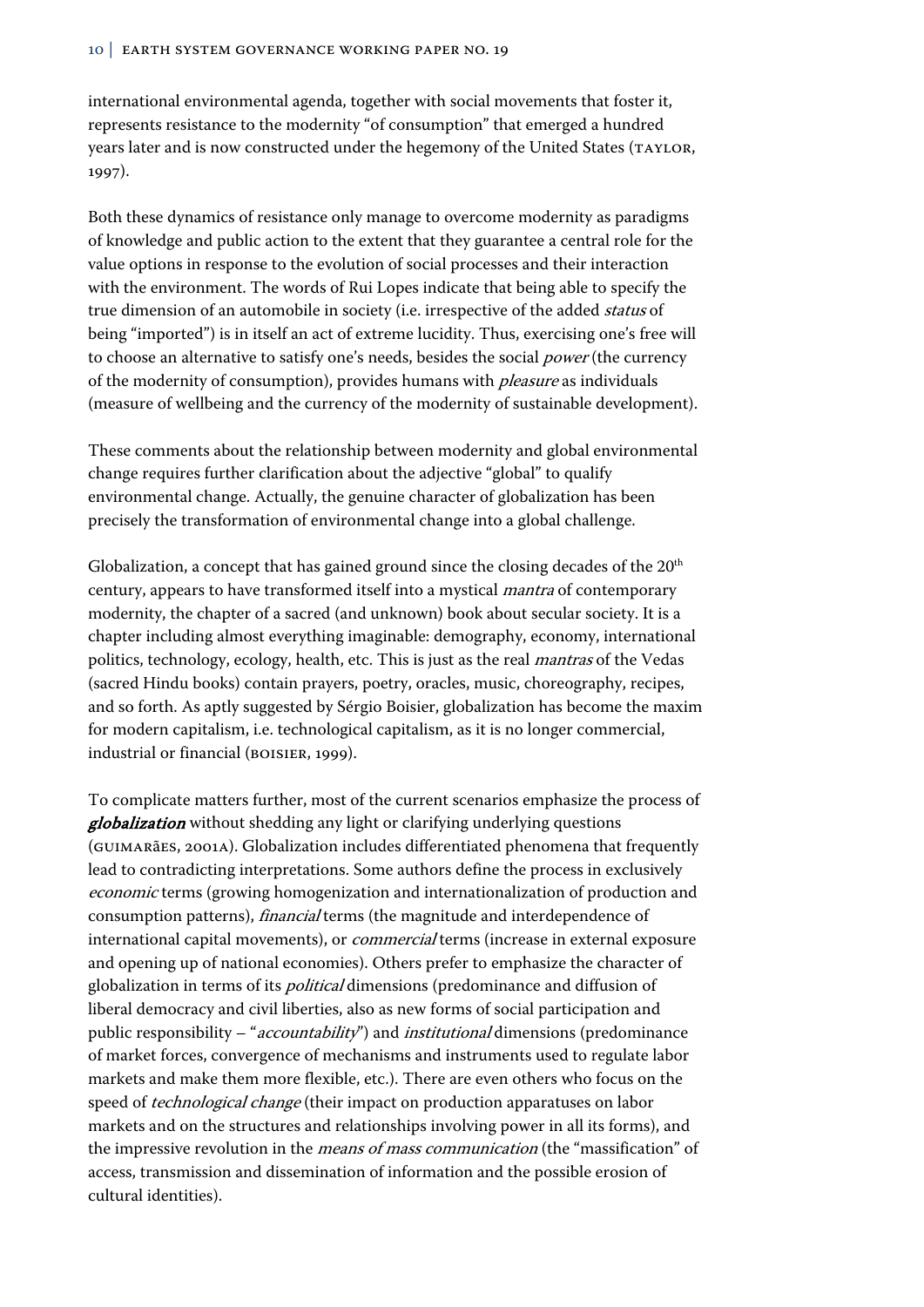international environmental agenda, together with social movements that foster it, represents resistance to the modernity "of consumption" that emerged a hundred years later and is now constructed under the hegemony of the United States (Taylor, 1997).

Both these dynamics of resistance only manage to overcome modernity as paradigms of knowledge and public action to the extent that they guarantee a central role for the value options in response to the evolution of social processes and their interaction with the environment. The words of Rui Lopes indicate that being able to specify the true dimension of an automobile in society (i.e. irrespective of the added *status* of being "imported") is in itself an act of extreme lucidity. Thus, exercising one's free will to choose an alternative to satisfy one's needs, besides the social *power* (the currency of the modernity of consumption), provides humans with *pleasure* as individuals (measure of wellbeing and the currency of the modernity of sustainable development).

These comments about the relationship between modernity and global environmental change requires further clarification about the adjective "global" to qualify environmental change. Actually, the genuine character of globalization has been precisely the transformation of environmental change into a global challenge.

Globalization, a concept that has gained ground since the closing decades of the 20th century, appears to have transformed itself into a mystical *mantra* of contemporary modernity, the chapter of a sacred (and unknown) book about secular society. It is a chapter including almost everything imaginable: demography, economy, international politics, technology, ecology, health, etc. This is just as the real *mantras* of the Vedas (sacred Hindu books) contain prayers, poetry, oracles, music, choreography, recipes, and so forth. As aptly suggested by Sérgio Boisier, globalization has become the maxim for modern capitalism, i.e. technological capitalism, as it is no longer commercial, industrial or financial (Boisier, 1999).

To complicate matters further, most of the current scenarios emphasize the process of ***globalization*** without shedding any light or clarifying underlying questions (Guimarães, 2001a). Globalization includes differentiated phenomena that frequently lead to contradicting interpretations. Some authors define the process in exclusively *economic* terms (growing homogenization and internationalization of production and consumption patterns), *financial* terms (the magnitude and interdependence of international capital movements), or *commercial* terms (increase in external exposure and opening up of national economies). Others prefer to emphasize the character of globalization in terms of its *political* dimensions (predominance and diffusion of liberal democracy and civil liberties, also as new forms of social participation and public responsibility – "*accountability*") and *institutional* dimensions (predominance of market forces, convergence of mechanisms and instruments used to regulate labor markets and make them more flexible, etc.). There are even others who focus on the speed of *technological change* (their impact on production apparatuses on labor markets and on the structures and relationships involving power in all its forms), and the impressive revolution in the *means of mass communication* (the "massification" of access, transmission and dissemination of information and the possible erosion of cultural identities).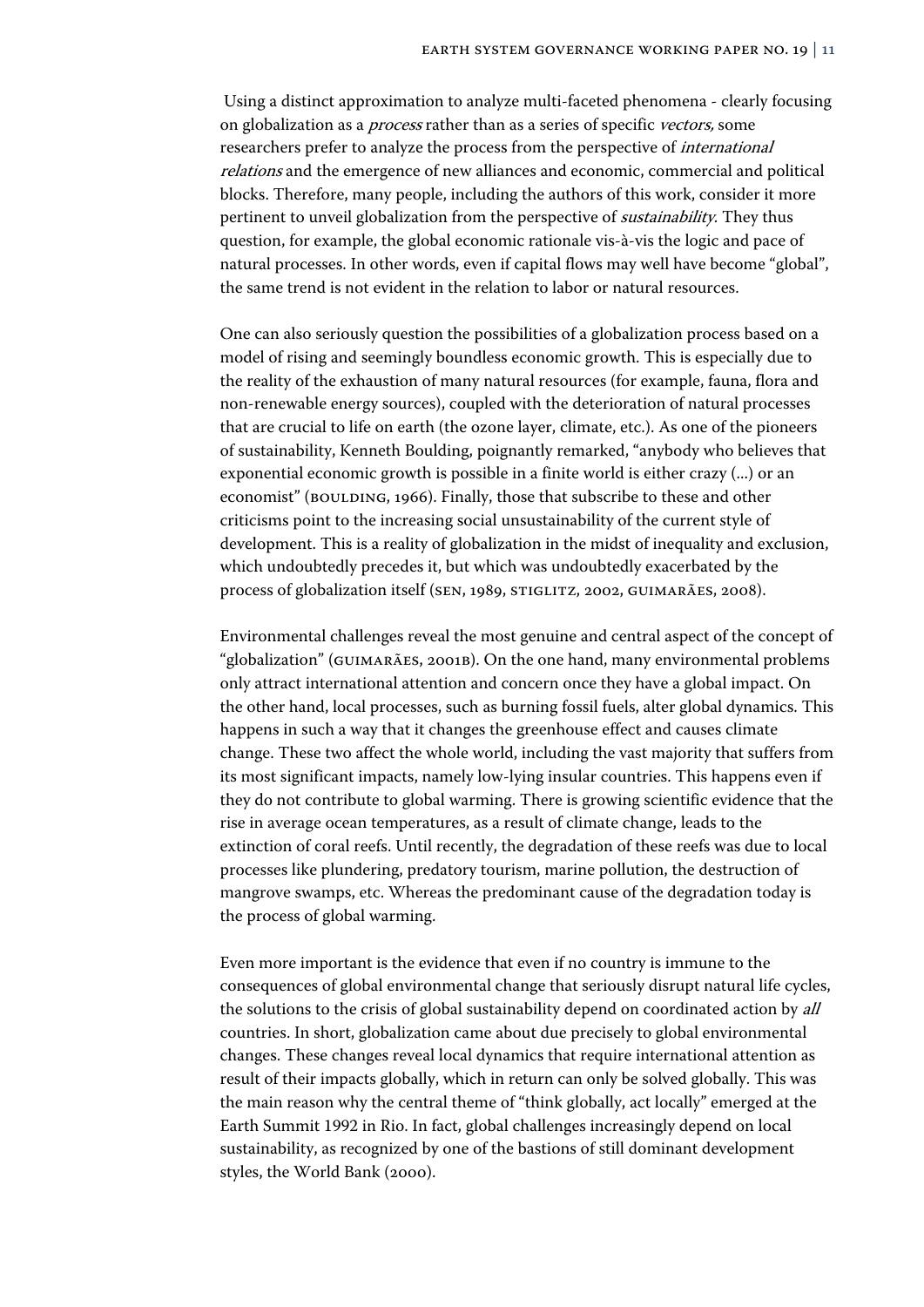Using a distinct approximation to analyze multi-faceted phenomena - clearly focusing on globalization as a *process* rather than as a series of specific *vectors,* some researchers prefer to analyze the process from the perspective of *international relations* and the emergence of new alliances and economic, commercial and political blocks. Therefore, many people, including the authors of this work, consider it more pertinent to unveil globalization from the perspective of *sustainability.* They thus question, for example, the global economic rationale vis-à-vis the logic and pace of natural processes. In other words, even if capital flows may well have become "global", the same trend is not evident in the relation to labor or natural resources.

One can also seriously question the possibilities of a globalization process based on a model of rising and seemingly boundless economic growth. This is especially due to the reality of the exhaustion of many natural resources (for example, fauna, flora and non-renewable energy sources), coupled with the deterioration of natural processes that are crucial to life on earth (the ozone layer, climate, etc.). As one of the pioneers of sustainability, Kenneth Boulding, poignantly remarked, "anybody who believes that exponential economic growth is possible in a finite world is either crazy (...) or an economist" (Boulding, 1966). Finally, those that subscribe to these and other criticisms point to the increasing social unsustainability of the current style of development. This is a reality of globalization in the midst of inequality and exclusion, which undoubtedly precedes it, but which was undoubtedly exacerbated by the process of globalization itself (Sen, 1989, Stiglitz, 2002, Guimarães, 2008).

Environmental challenges reveal the most genuine and central aspect of the concept of "globalization" (Guimarães, 2001b). On the one hand, many environmental problems only attract international attention and concern once they have a global impact. On the other hand, local processes, such as burning fossil fuels, alter global dynamics. This happens in such a way that it changes the greenhouse effect and causes climate change. These two affect the whole world, including the vast majority that suffers from its most significant impacts, namely low-lying insular countries. This happens even if they do not contribute to global warming. There is growing scientific evidence that the rise in average ocean temperatures, as a result of climate change, leads to the extinction of coral reefs. Until recently, the degradation of these reefs was due to local processes like plundering, predatory tourism, marine pollution, the destruction of mangrove swamps, etc. Whereas the predominant cause of the degradation today is the process of global warming.

Even more important is the evidence that even if no country is immune to the consequences of global environmental change that seriously disrupt natural life cycles, the solutions to the crisis of global sustainability depend on coordinated action by *all* countries. In short, globalization came about due precisely to global environmental changes. These changes reveal local dynamics that require international attention as result of their impacts globally, which in return can only be solved globally. This was the main reason why the central theme of "think globally, act locally" emerged at the Earth Summit 1992 in Rio. In fact, global challenges increasingly depend on local sustainability, as recognized by one of the bastions of still dominant development styles, the World Bank (2000).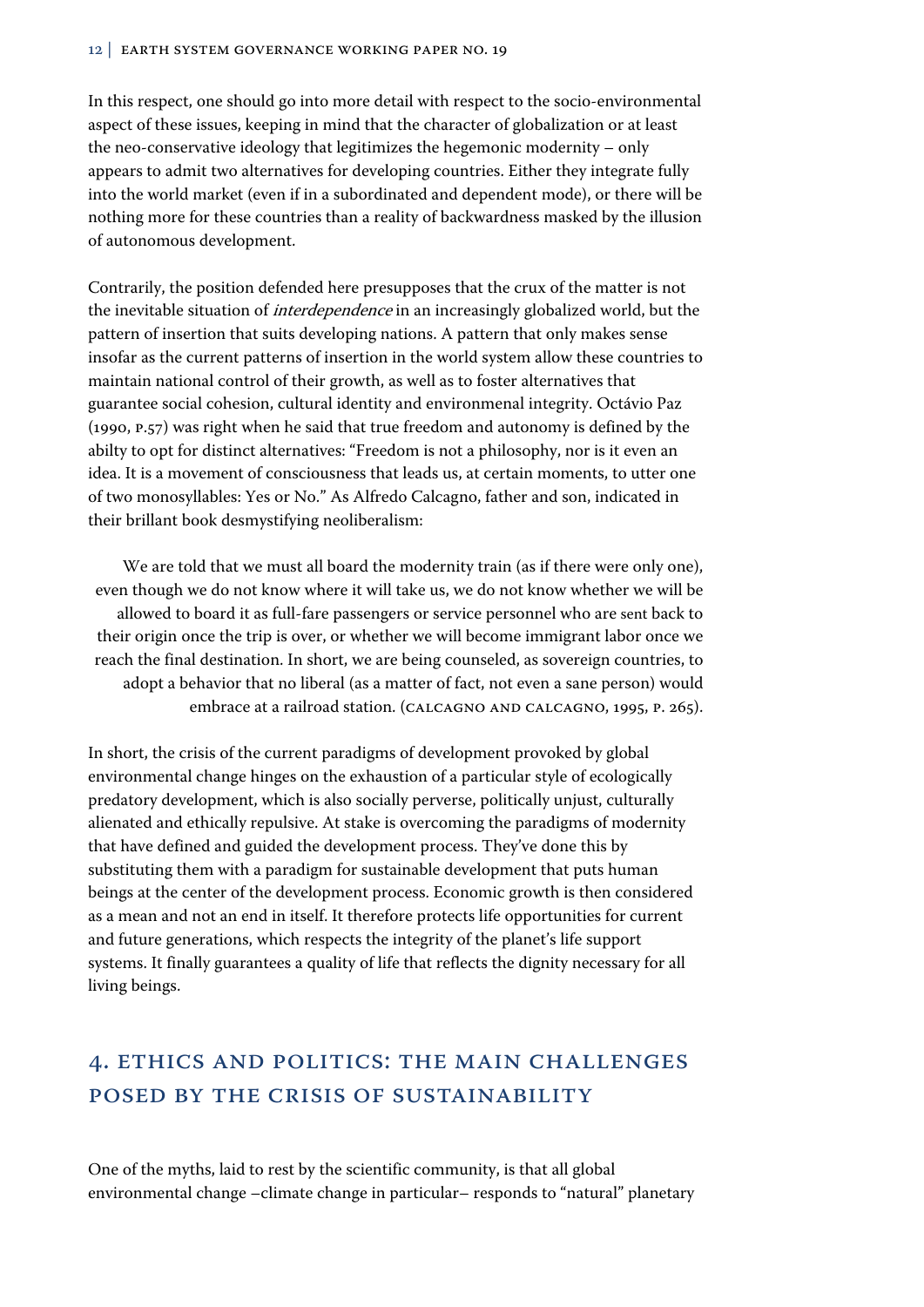In this respect, one should go into more detail with respect to the socio-environmental aspect of these issues, keeping in mind that the character of globalization or at least the neo-conservative ideology that legitimizes the hegemonic modernity – only appears to admit two alternatives for developing countries. Either they integrate fully into the world market (even if in a subordinated and dependent mode), or there will be nothing more for these countries than a reality of backwardness masked by the illusion of autonomous development.

Contrarily, the position defended here presupposes that the crux of the matter is not the inevitable situation of *interdependence* in an increasingly globalized world, but the pattern of insertion that suits developing nations. A pattern that only makes sense insofar as the current patterns of insertion in the world system allow these countries to maintain national control of their growth, as well as to foster alternatives that guarantee social cohesion, cultural identity and environmenal integrity. Octávio Paz (1990, p.57) was right when he said that true freedom and autonomy is defined by the abilty to opt for distinct alternatives: "Freedom is not a philosophy, nor is it even an idea. It is a movement of consciousness that leads us, at certain moments, to utter one of two monosyllables: Yes or No." As Alfredo Calcagno, father and son, indicated in their brillant book desmystifying neoliberalism:

> We are told that we must all board the modernity train (as if there were only one), even though we do not know where it will take us, we do not know whether we will be allowed to board it as full-fare passengers or service personnel who are sent back to their origin once the trip is over, or whether we will become immigrant labor once we reach the final destination. In short, we are being counseled, as sovereign countries, to adopt a behavior that no liberal (as a matter of fact, not even a sane person) would embrace at a railroad station. (Calcagno and Calcagno, 1995, p. 265).

In short, the crisis of the current paradigms of development provoked by global environmental change hinges on the exhaustion of a particular style of ecologically predatory development, which is also socially perverse, politically unjust, culturally alienated and ethically repulsive. At stake is overcoming the paradigms of modernity that have defined and guided the development process. They've done this by substituting them with a paradigm for sustainable development that puts human beings at the center of the development process. Economic growth is then considered as a mean and not an end in itself. It therefore protects life opportunities for current and future generations, which respects the integrity of the planet's life support systems. It finally guarantees a quality of life that reflects the dignity necessary for all living beings.

## 4. Ethics and Politics: The Main Challenges Posed by the Crisis of Sustainability

One of the myths, laid to rest by the scientific community, is that all global environmental change –climate change in particular– responds to "natural" planetary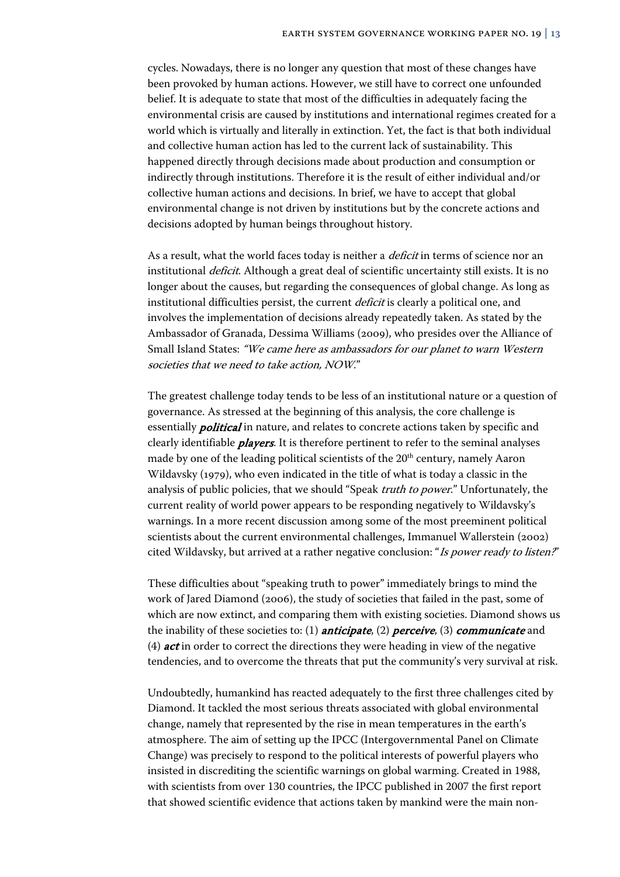cycles. Nowadays, there is no longer any question that most of these changes have been provoked by human actions. However, we still have to correct one unfounded belief. It is adequate to state that most of the difficulties in adequately facing the environmental crisis are caused by institutions and international regimes created for a world which is virtually and literally in extinction. Yet, the fact is that both individual and collective human action has led to the current lack of sustainability. This happened directly through decisions made about production and consumption or indirectly through institutions. Therefore it is the result of either individual and/or collective human actions and decisions. In brief, we have to accept that global environmental change is not driven by institutions but by the concrete actions and decisions adopted by human beings throughout history.

As a result, what the world faces today is neither a *deficit* in terms of science nor an institutional *deficit*. Although a great deal of scientific uncertainty still exists. It is no longer about the causes, but regarding the consequences of global change. As long as institutional difficulties persist, the current *deficit* is clearly a political one, and involves the implementation of decisions already repeatedly taken. As stated by the Ambassador of Granada, Dessima Williams (2009), who presides over the Alliance of Small Island States: *"We came here as ambassadors for our planet to warn Western societies that we need to take action, NOW."*

The greatest challenge today tends to be less of an institutional nature or a question of governance. As stressed at the beginning of this analysis, the core challenge is essentially ***political*** in nature, and relates to concrete actions taken by specific and clearly identifiable ***players***. It is therefore pertinent to refer to the seminal analyses made by one of the leading political scientists of the 20th century, namely Aaron Wildavsky (1979), who even indicated in the title of what is today a classic in the analysis of public policies, that we should "Speak *truth to power*." Unfortunately, the current reality of world power appears to be responding negatively to Wildavsky's warnings. In a more recent discussion among some of the most preeminent political scientists about the current environmental challenges, Immanuel Wallerstein (2002) cited Wildavsky, but arrived at a rather negative conclusion: "*Is power ready to listen?*"

These difficulties about "speaking truth to power" immediately brings to mind the work of Jared Diamond (2006), the study of societies that failed in the past, some of which are now extinct, and comparing them with existing societies. Diamond shows us the inability of these societies to: (1) ***anticipate***, (2) ***perceive***, (3) ***communicate*** and (4) ***act*** in order to correct the directions they were heading in view of the negative tendencies, and to overcome the threats that put the community's very survival at risk.

Undoubtedly, humankind has reacted adequately to the first three challenges cited by Diamond. It tackled the most serious threats associated with global environmental change, namely that represented by the rise in mean temperatures in the earth's atmosphere. The aim of setting up the IPCC (Intergovernmental Panel on Climate Change) was precisely to respond to the political interests of powerful players who insisted in discrediting the scientific warnings on global warming. Created in 1988, with scientists from over 130 countries, the IPCC published in 2007 the first report that showed scientific evidence that actions taken by mankind were the main non-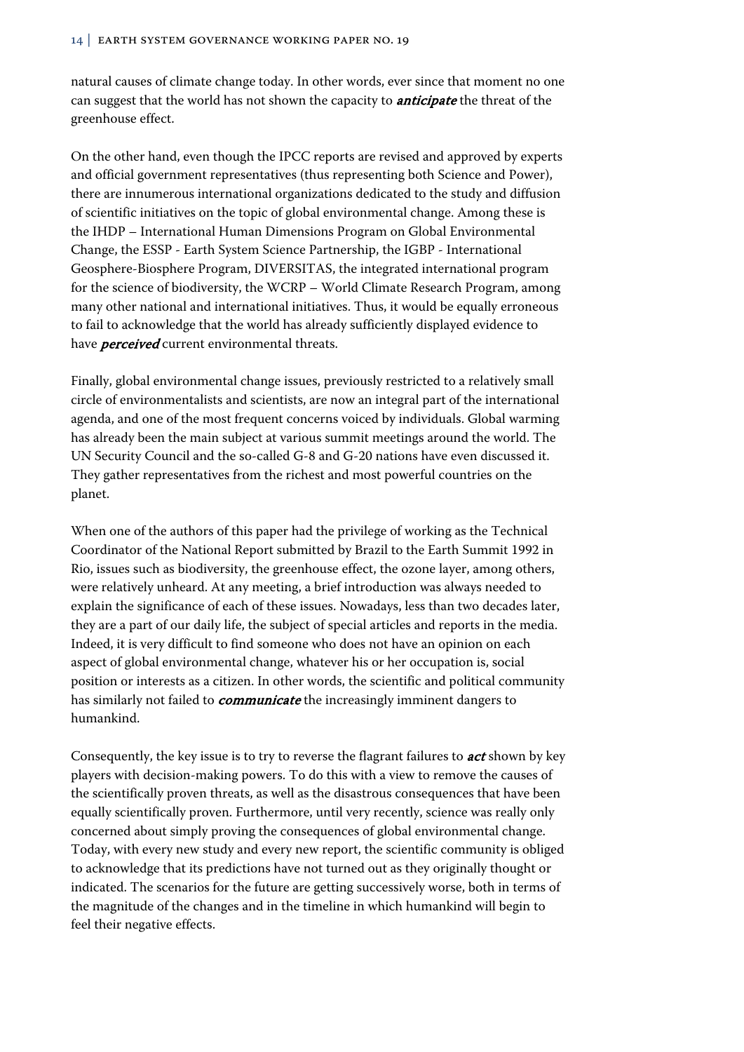natural causes of climate change today. In other words, ever since that moment no one can suggest that the world has not shown the capacity to ***anticipate*** the threat of the greenhouse effect.

On the other hand, even though the IPCC reports are revised and approved by experts and official government representatives (thus representing both Science and Power), there are innumerous international organizations dedicated to the study and diffusion of scientific initiatives on the topic of global environmental change. Among these is the IHDP – International Human Dimensions Program on Global Environmental Change, the ESSP - Earth System Science Partnership, the IGBP - International Geosphere-Biosphere Program, DIVERSITAS, the integrated international program for the science of biodiversity, the WCRP – World Climate Research Program, among many other national and international initiatives. Thus, it would be equally erroneous to fail to acknowledge that the world has already sufficiently displayed evidence to have ***perceived*** current environmental threats.

Finally, global environmental change issues, previously restricted to a relatively small circle of environmentalists and scientists, are now an integral part of the international agenda, and one of the most frequent concerns voiced by individuals. Global warming has already been the main subject at various summit meetings around the world. The UN Security Council and the so-called G-8 and G-20 nations have even discussed it. They gather representatives from the richest and most powerful countries on the planet.

When one of the authors of this paper had the privilege of working as the Technical Coordinator of the National Report submitted by Brazil to the Earth Summit 1992 in Rio, issues such as biodiversity, the greenhouse effect, the ozone layer, among others, were relatively unheard. At any meeting, a brief introduction was always needed to explain the significance of each of these issues. Nowadays, less than two decades later, they are a part of our daily life, the subject of special articles and reports in the media. Indeed, it is very difficult to find someone who does not have an opinion on each aspect of global environmental change, whatever his or her occupation is, social position or interests as a citizen. In other words, the scientific and political community has similarly not failed to ***communicate*** the increasingly imminent dangers to humankind.

Consequently, the key issue is to try to reverse the flagrant failures to ***act*** shown by key players with decision-making powers. To do this with a view to remove the causes of the scientifically proven threats, as well as the disastrous consequences that have been equally scientifically proven. Furthermore, until very recently, science was really only concerned about simply proving the consequences of global environmental change. Today, with every new study and every new report, the scientific community is obliged to acknowledge that its predictions have not turned out as they originally thought or indicated. The scenarios for the future are getting successively worse, both in terms of the magnitude of the changes and in the timeline in which humankind will begin to feel their negative effects.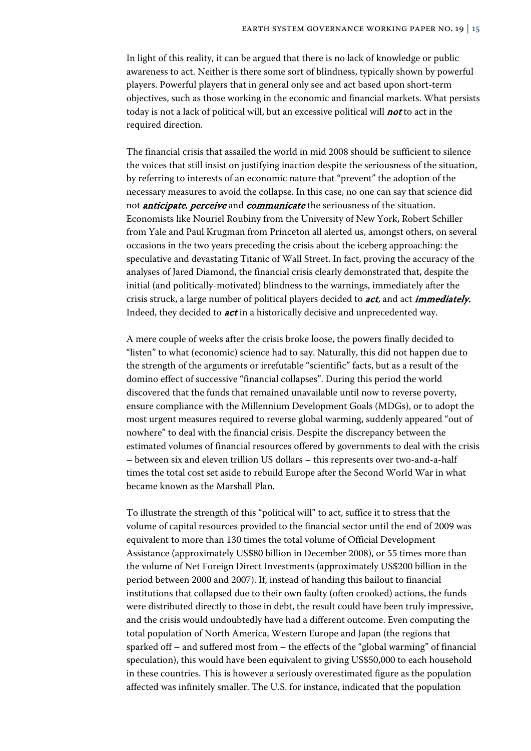In light of this reality, it can be argued that there is no lack of knowledge or public awareness to act. Neither is there some sort of blindness, typically shown by powerful players. Powerful players that in general only see and act based upon short-term objectives, such as those working in the economic and financial markets. What persists today is not a lack of political will, but an excessive political will ***not*** to act in the required direction.

The financial crisis that assailed the world in mid 2008 should be sufficient to silence the voices that still insist on justifying inaction despite the seriousness of the situation, by referring to interests of an economic nature that "prevent" the adoption of the necessary measures to avoid the collapse. In this case, no one can say that science did not ***anticipate***, ***perceive*** and ***communicate*** the seriousness of the situation. Economists like Nouriel Roubiny from the University of New York, Robert Schiller from Yale and Paul Krugman from Princeton all alerted us, amongst others, on several occasions in the two years preceding the crisis about the iceberg approaching: the speculative and devastating Titanic of Wall Street. In fact, proving the accuracy of the analyses of Jared Diamond, the financial crisis clearly demonstrated that, despite the initial (and politically-motivated) blindness to the warnings, immediately after the crisis struck, a large number of political players decided to ***act***, and act ***immediately.*** Indeed, they decided to ***act*** in a historically decisive and unprecedented way.

A mere couple of weeks after the crisis broke loose, the powers finally decided to "listen" to what (economic) science had to say. Naturally, this did not happen due to the strength of the arguments or irrefutable "scientific" facts, but as a result of the domino effect of successive "financial collapses". During this period the world discovered that the funds that remained unavailable until now to reverse poverty, ensure compliance with the Millennium Development Goals (MDGs), or to adopt the most urgent measures required to reverse global warming, suddenly appeared "out of nowhere" to deal with the financial crisis. Despite the discrepancy between the estimated volumes of financial resources offered by governments to deal with the crisis – between six and eleven trillion US dollars – this represents over two-and-a-half times the total cost set aside to rebuild Europe after the Second World War in what became known as the Marshall Plan.

To illustrate the strength of this "political will" to act, suffice it to stress that the volume of capital resources provided to the financial sector until the end of 2009 was equivalent to more than 130 times the total volume of Official Development Assistance (approximately US$80 billion in December 2008), or 55 times more than the volume of Net Foreign Direct Investments (approximately US$200 billion in the period between 2000 and 2007). If, instead of handing this bailout to financial institutions that collapsed due to their own faulty (often crooked) actions, the funds were distributed directly to those in debt, the result could have been truly impressive, and the crisis would undoubtedly have had a different outcome. Even computing the total population of North America, Western Europe and Japan (the regions that sparked off – and suffered most from – the effects of the "global warming" of financial speculation), this would have been equivalent to giving US$50,000 to each household in these countries. This is however a seriously overestimated figure as the population affected was infinitely smaller. The U.S. for instance, indicated that the population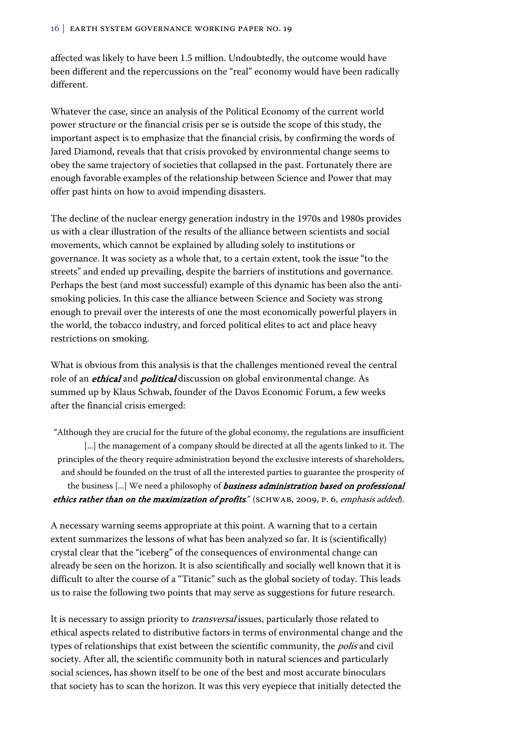affected was likely to have been 1.5 million. Undoubtedly, the outcome would have been different and the repercussions on the "real" economy would have been radically different.

Whatever the case, since an analysis of the Political Economy of the current world power structure or the financial crisis per se is outside the scope of this study, the important aspect is to emphasize that the financial crisis, by confirming the words of Jared Diamond, reveals that that crisis provoked by environmental change seems to obey the same trajectory of societies that collapsed in the past. Fortunately there are enough favorable examples of the relationship between Science and Power that may offer past hints on how to avoid impending disasters.

The decline of the nuclear energy generation industry in the 1970s and 1980s provides us with a clear illustration of the results of the alliance between scientists and social movements, which cannot be explained by alluding solely to institutions or governance. It was society as a whole that, to a certain extent, took the issue "to the streets" and ended up prevailing, despite the barriers of institutions and governance. Perhaps the best (and most successful) example of this dynamic has been also the anti-smoking policies. In this case the alliance between Science and Society was strong enough to prevail over the interests of one the most economically powerful players in the world, the tobacco industry, and forced political elites to act and place heavy restrictions on smoking.

What is obvious from this analysis is that the challenges mentioned reveal the central role of an ***ethical*** and ***political*** discussion on global environmental change. As summed up by Klaus Schwab, founder of the Davos Economic Forum, a few weeks after the financial crisis emerged:

> "Although they are crucial for the future of the global economy, the regulations are insufficient [...] the management of a company should be directed at all the agents linked to it. The principles of the theory require administration beyond the exclusive interests of shareholders, and should be founded on the trust of all the interested parties to guarantee the prosperity of the business [...] We need a philosophy of ***business administration based on professional ethics rather than on the maximization of profits***." (Schwab, 2009, p. 6, *emphasis added*).

A necessary warning seems appropriate at this point. A warning that to a certain extent summarizes the lessons of what has been analyzed so far. It is (scientifically) crystal clear that the "iceberg" of the consequences of environmental change can already be seen on the horizon. It is also scientifically and socially well known that it is difficult to alter the course of a "Titanic" such as the global society of today. This leads us to raise the following two points that may serve as suggestions for future research.

It is necessary to assign priority to *transversal* issues, particularly those related to ethical aspects related to distributive factors in terms of environmental change and the types of relationships that exist between the scientific community, the *polis* and civil society. After all, the scientific community both in natural sciences and particularly social sciences, has shown itself to be one of the best and most accurate binoculars that society has to scan the horizon. It was this very eyepiece that initially detected the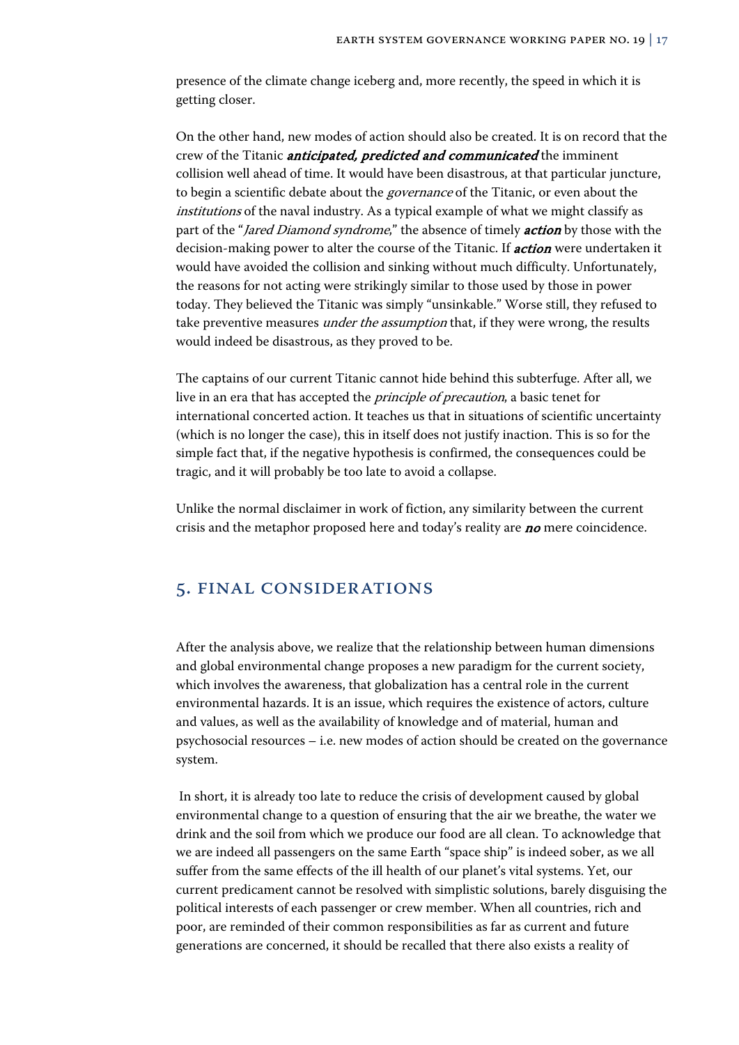presence of the climate change iceberg and, more recently, the speed in which it is getting closer.

On the other hand, new modes of action should also be created. It is on record that the crew of the Titanic ***anticipated, predicted and communicated*** the imminent collision well ahead of time. It would have been disastrous, at that particular juncture, to begin a scientific debate about the *governance* of the Titanic, or even about the *institutions* of the naval industry. As a typical example of what we might classify as part of the "*Jared Diamond syndrome*," the absence of timely ***action*** by those with the decision-making power to alter the course of the Titanic. If ***action*** were undertaken it would have avoided the collision and sinking without much difficulty. Unfortunately, the reasons for not acting were strikingly similar to those used by those in power today. They believed the Titanic was simply "unsinkable." Worse still, they refused to take preventive measures *under the assumption* that, if they were wrong, the results would indeed be disastrous, as they proved to be.

The captains of our current Titanic cannot hide behind this subterfuge. After all, we live in an era that has accepted the *principle of precaution*, a basic tenet for international concerted action. It teaches us that in situations of scientific uncertainty (which is no longer the case), this in itself does not justify inaction. This is so for the simple fact that, if the negative hypothesis is confirmed, the consequences could be tragic, and it will probably be too late to avoid a collapse.

Unlike the normal disclaimer in work of fiction, any similarity between the current crisis and the metaphor proposed here and today's reality are ***no*** mere coincidence.

## 5. Final Considerations

After the analysis above, we realize that the relationship between human dimensions and global environmental change proposes a new paradigm for the current society, which involves the awareness, that globalization has a central role in the current environmental hazards. It is an issue, which requires the existence of actors, culture and values, as well as the availability of knowledge and of material, human and psychosocial resources – i.e. new modes of action should be created on the governance system.

In short, it is already too late to reduce the crisis of development caused by global environmental change to a question of ensuring that the air we breathe, the water we drink and the soil from which we produce our food are all clean. To acknowledge that we are indeed all passengers on the same Earth "space ship" is indeed sober, as we all suffer from the same effects of the ill health of our planet's vital systems. Yet, our current predicament cannot be resolved with simplistic solutions, barely disguising the political interests of each passenger or crew member. When all countries, rich and poor, are reminded of their common responsibilities as far as current and future generations are concerned, it should be recalled that there also exists a reality of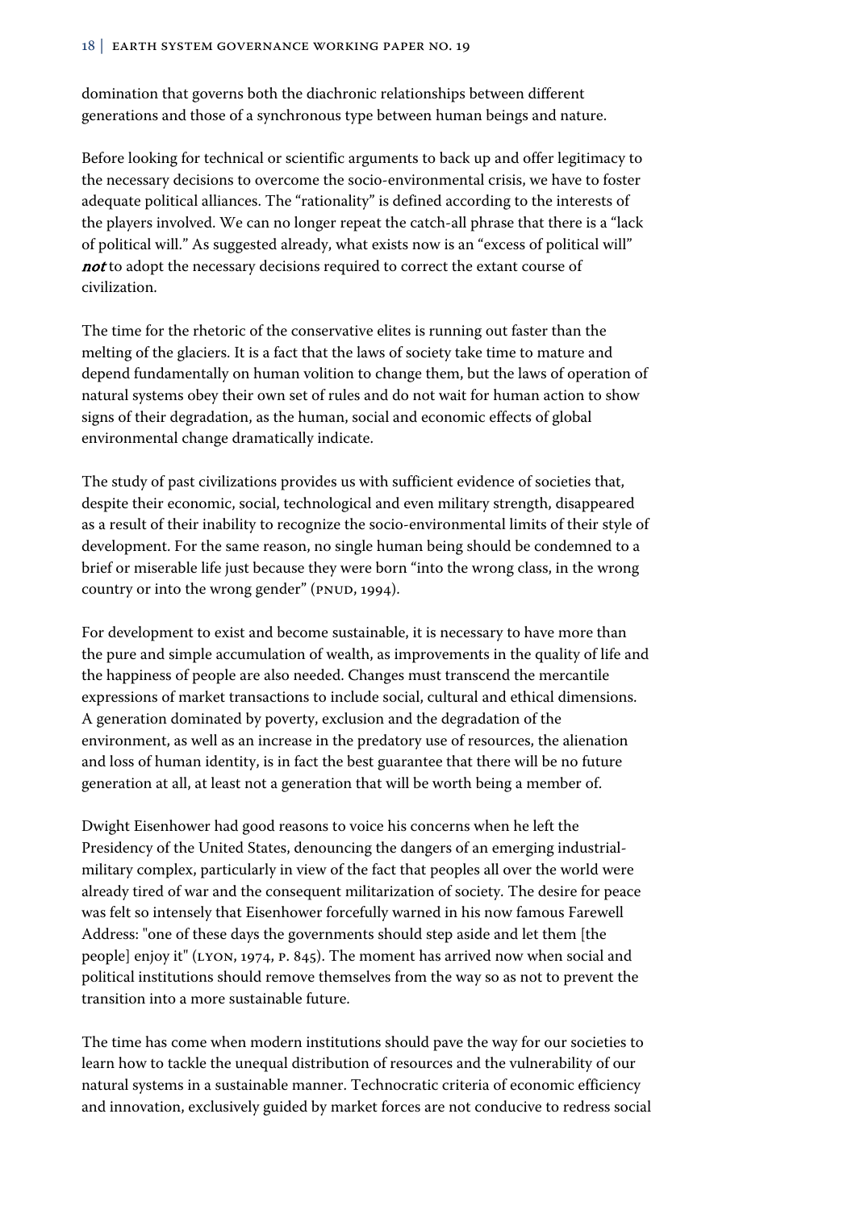domination that governs both the diachronic relationships between different generations and those of a synchronous type between human beings and nature.

Before looking for technical or scientific arguments to back up and offer legitimacy to the necessary decisions to overcome the socio-environmental crisis, we have to foster adequate political alliances. The "rationality" is defined according to the interests of the players involved. We can no longer repeat the catch-all phrase that there is a "lack of political will." As suggested already, what exists now is an "excess of political will" ***not*** to adopt the necessary decisions required to correct the extant course of civilization.

The time for the rhetoric of the conservative elites is running out faster than the melting of the glaciers. It is a fact that the laws of society take time to mature and depend fundamentally on human volition to change them, but the laws of operation of natural systems obey their own set of rules and do not wait for human action to show signs of their degradation, as the human, social and economic effects of global environmental change dramatically indicate.

The study of past civilizations provides us with sufficient evidence of societies that, despite their economic, social, technological and even military strength, disappeared as a result of their inability to recognize the socio-environmental limits of their style of development. For the same reason, no single human being should be condemned to a brief or miserable life just because they were born "into the wrong class, in the wrong country or into the wrong gender" (PNUD, 1994).

For development to exist and become sustainable, it is necessary to have more than the pure and simple accumulation of wealth, as improvements in the quality of life and the happiness of people are also needed. Changes must transcend the mercantile expressions of market transactions to include social, cultural and ethical dimensions. A generation dominated by poverty, exclusion and the degradation of the environment, as well as an increase in the predatory use of resources, the alienation and loss of human identity, is in fact the best guarantee that there will be no future generation at all, at least not a generation that will be worth being a member of.

Dwight Eisenhower had good reasons to voice his concerns when he left the Presidency of the United States, denouncing the dangers of an emerging industrial-military complex, particularly in view of the fact that peoples all over the world were already tired of war and the consequent militarization of society. The desire for peace was felt so intensely that Eisenhower forcefully warned in his now famous Farewell Address: "one of these days the governments should step aside and let them [the people] enjoy it" (LYON, 1974, P. 845). The moment has arrived now when social and political institutions should remove themselves from the way so as not to prevent the transition into a more sustainable future.

The time has come when modern institutions should pave the way for our societies to learn how to tackle the unequal distribution of resources and the vulnerability of our natural systems in a sustainable manner. Technocratic criteria of economic efficiency and innovation, exclusively guided by market forces are not conducive to redress social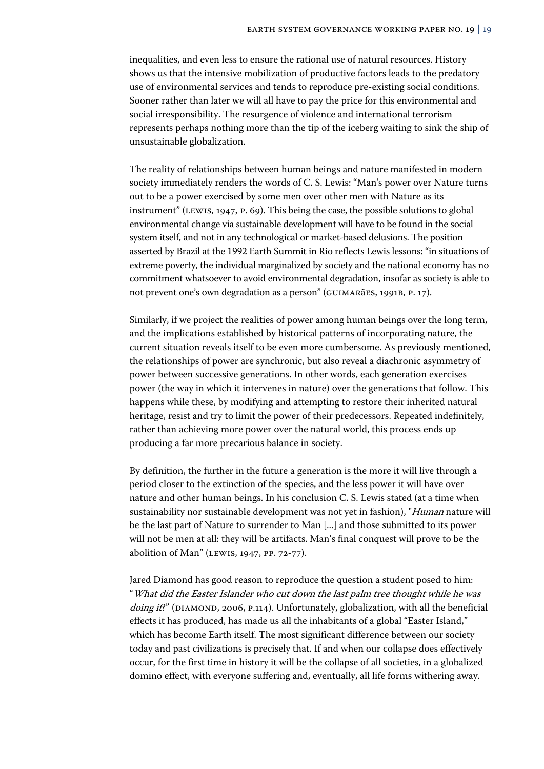inequalities, and even less to ensure the rational use of natural resources. History shows us that the intensive mobilization of productive factors leads to the predatory use of environmental services and tends to reproduce pre-existing social conditions. Sooner rather than later we will all have to pay the price for this environmental and social irresponsibility. The resurgence of violence and international terrorism represents perhaps nothing more than the tip of the iceberg waiting to sink the ship of unsustainable globalization.

The reality of relationships between human beings and nature manifested in modern society immediately renders the words of C. S. Lewis: "Man's power over Nature turns out to be a power exercised by some men over other men with Nature as its instrument" (Lewis, 1947, p. 69). This being the case, the possible solutions to global environmental change via sustainable development will have to be found in the social system itself, and not in any technological or market-based delusions. The position asserted by Brazil at the 1992 Earth Summit in Rio reflects Lewis lessons: "in situations of extreme poverty, the individual marginalized by society and the national economy has no commitment whatsoever to avoid environmental degradation, insofar as society is able to not prevent one's own degradation as a person" (Guimarães, 1991b, p. 17).

Similarly, if we project the realities of power among human beings over the long term, and the implications established by historical patterns of incorporating nature, the current situation reveals itself to be even more cumbersome. As previously mentioned, the relationships of power are synchronic, but also reveal a diachronic asymmetry of power between successive generations. In other words, each generation exercises power (the way in which it intervenes in nature) over the generations that follow. This happens while these, by modifying and attempting to restore their inherited natural heritage, resist and try to limit the power of their predecessors. Repeated indefinitely, rather than achieving more power over the natural world, this process ends up producing a far more precarious balance in society.

By definition, the further in the future a generation is the more it will live through a period closer to the extinction of the species, and the less power it will have over nature and other human beings. In his conclusion C. S. Lewis stated (at a time when sustainability nor sustainable development was not yet in fashion), "*Human* nature will be the last part of Nature to surrender to Man [...] and those submitted to its power will not be men at all: they will be artifacts. Man's final conquest will prove to be the abolition of Man" (Lewis, 1947, pp. 72-77).

Jared Diamond has good reason to reproduce the question a student posed to him: "*What did the Easter Islander who cut down the last palm tree thought while he was doing it?*" (Diamond, 2006, p.114). Unfortunately, globalization, with all the beneficial effects it has produced, has made us all the inhabitants of a global "Easter Island," which has become Earth itself. The most significant difference between our society today and past civilizations is precisely that. If and when our collapse does effectively occur, for the first time in history it will be the collapse of all societies, in a globalized domino effect, with everyone suffering and, eventually, all life forms withering away.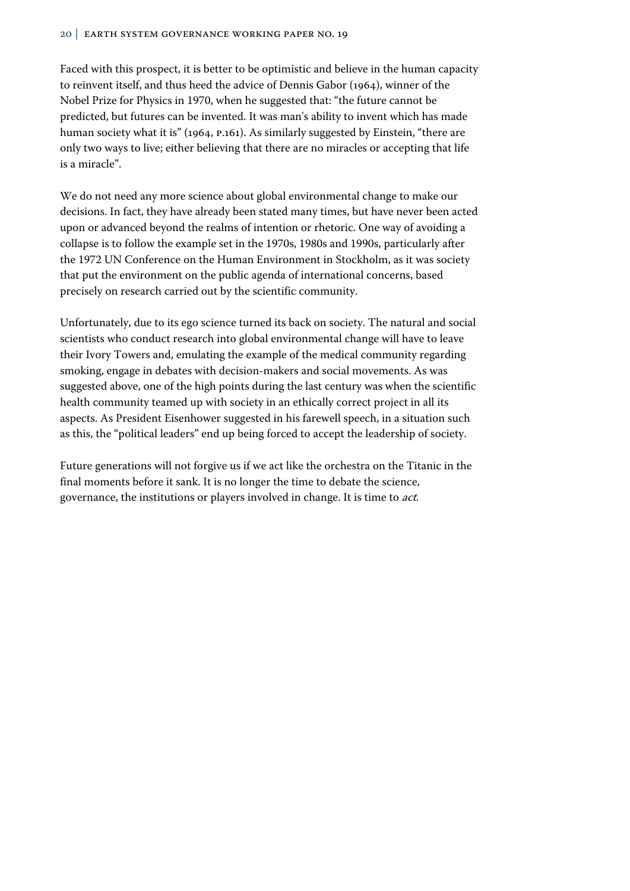Faced with this prospect, it is better to be optimistic and believe in the human capacity to reinvent itself, and thus heed the advice of Dennis Gabor (1964), winner of the Nobel Prize for Physics in 1970, when he suggested that: "the future cannot be predicted, but futures can be invented. It was man's ability to invent which has made human society what it is" (1964, p.161). As similarly suggested by Einstein, "there are only two ways to live; either believing that there are no miracles or accepting that life is a miracle".

We do not need any more science about global environmental change to make our decisions. In fact, they have already been stated many times, but have never been acted upon or advanced beyond the realms of intention or rhetoric. One way of avoiding a collapse is to follow the example set in the 1970s, 1980s and 1990s, particularly after the 1972 UN Conference on the Human Environment in Stockholm, as it was society that put the environment on the public agenda of international concerns, based precisely on research carried out by the scientific community.

Unfortunately, due to its ego science turned its back on society. The natural and social scientists who conduct research into global environmental change will have to leave their Ivory Towers and, emulating the example of the medical community regarding smoking, engage in debates with decision-makers and social movements. As was suggested above, one of the high points during the last century was when the scientific health community teamed up with society in an ethically correct project in all its aspects. As President Eisenhower suggested in his farewell speech, in a situation such as this, the "political leaders" end up being forced to accept the leadership of society.

Future generations will not forgive us if we act like the orchestra on the Titanic in the final moments before it sank. It is no longer the time to debate the science, governance, the institutions or players involved in change. It is time to *act*.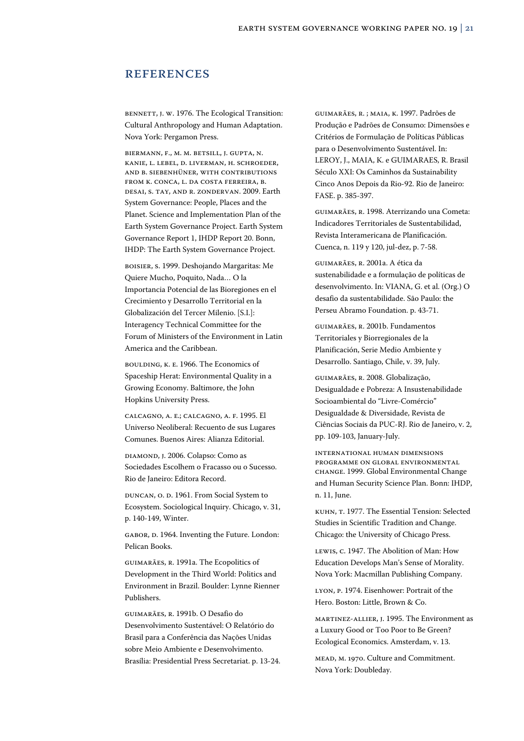## REFERENCES

BENNETT, J. W. 1976. The Ecological Transition: Cultural Anthropology and Human Adaptation. Nova York: Pergamon Press.

BIERMANN, F., M. M. BETSILL, J. GUPTA, N. KANIE, L. LEBEL, D. LIVERMAN, H. SCHROEDER, AND B. SIEBENHÜNER, WITH CONTRIBUTIONS FROM K. CONCA, L. DA COSTA FERREIRA, B. DESAI, S. TAY, AND R. ZONDERVAN. 2009. Earth System Governance: People, Places and the Planet. Science and Implementation Plan of the Earth System Governance Project. Earth System Governance Report 1, IHDP Report 20. Bonn, IHDP: The Earth System Governance Project.

BOISIER, S. 1999. Deshojando Margaritas: Me Quiere Mucho, Poquito, Nada… O la Importancia Potencial de las Bioregiones en el Crecimiento y Desarrollo Territorial en la Globalización del Tercer Milenio. [S.I.]: Interagency Technical Committee for the Forum of Ministers of the Environment in Latin America and the Caribbean.

BOULDING, K. E. 1966. The Economics of Spaceship Herat: Environmental Quality in a Growing Economy. Baltimore, the John Hopkins University Press.

CALCAGNO, A. E.; CALCAGNO, A. F. 1995. El Universo Neoliberal: Recuento de sus Lugares Comunes. Buenos Aires: Alianza Editorial.

DIAMOND, J. 2006. Colapso: Como as Sociedades Escolhem o Fracasso ou o Sucesso. Rio de Janeiro: Editora Record.

DUNCAN, O. D. 1961. From Social System to Ecosystem. Sociological Inquiry. Chicago, v. 31, p. 140-149, Winter.

GABOR, D. 1964. Inventing the Future. London: Pelican Books.

GUIMARÃES, R. 1991a. The Ecopolitics of Development in the Third World: Politics and Environment in Brazil. Boulder: Lynne Rienner Publishers.

GUIMARÃES, R. 1991b. O Desafio do Desenvolvimento Sustentável: O Relatório do Brasil para a Conferência das Nações Unidas sobre Meio Ambiente e Desenvolvimento. Brasília: Presidential Press Secretariat. p. 13-24.

GUIMARÃES, R. ; MAIA, K. 1997. Padrões de Produção e Padrões de Consumo: Dimensões e Critérios de Formulação de Políticas Públicas para o Desenvolvimento Sustentável. In: LEROY, J., MAIA, K. e GUIMARAES, R. Brasil Século XXI: Os Caminhos da Sustainability Cinco Anos Depois da Rio-92. Rio de Janeiro: FASE. p. 385-397.

GUIMARÃES, R. 1998. Aterrizando una Cometa: Indicadores Territoriales de Sustentabilidad, Revista Interamericana de Planificación. Cuenca, n. 119 y 120, jul-dez, p. 7-58.

GUIMARÃES, R. 2001a. A ética da sustenabilidade e a formulação de políticas de desenvolvimento. In: VIANA, G. et al. (Org.) O desafio da sustentabilidade. São Paulo: the Perseu Abramo Foundation. p. 43-71.

GUIMARÃES, R. 2001b. Fundamentos Territoriales y Biorregionales de la Planificación, Serie Medio Ambiente y Desarrollo. Santiago, Chile, v. 39, July.

GUIMARÃES, R. 2008. Globalização, Desigualdade e Pobreza: A Insustenabilidade Socioambiental do "Livre-Comércio" Desigualdade & Diversidade, Revista de Ciências Sociais da PUC-RJ. Rio de Janeiro, v. 2, pp. 109-103, January-July.

INTERNATIONAL HUMAN DIMENSIONS PROGRAMME ON GLOBAL ENVIRONMENTAL CHANGE. 1999. Global Environmental Change and Human Security Science Plan. Bonn: IHDP, n. 11, June.

KUHN, T. 1977. The Essential Tension: Selected Studies in Scientific Tradition and Change. Chicago: the University of Chicago Press.

LEWIS, C. 1947. The Abolition of Man: How Education Develops Man's Sense of Morality. Nova York: Macmillan Publishing Company.

LYON, P. 1974. Eisenhower: Portrait of the Hero. Boston: Little, Brown & Co.

MARTINEZ-ALLIER, J. 1995. The Environment as a Luxury Good or Too Poor to Be Green? Ecological Economics. Amsterdam, v. 13.

MEAD, M. 1970. Culture and Commitment. Nova York: Doubleday.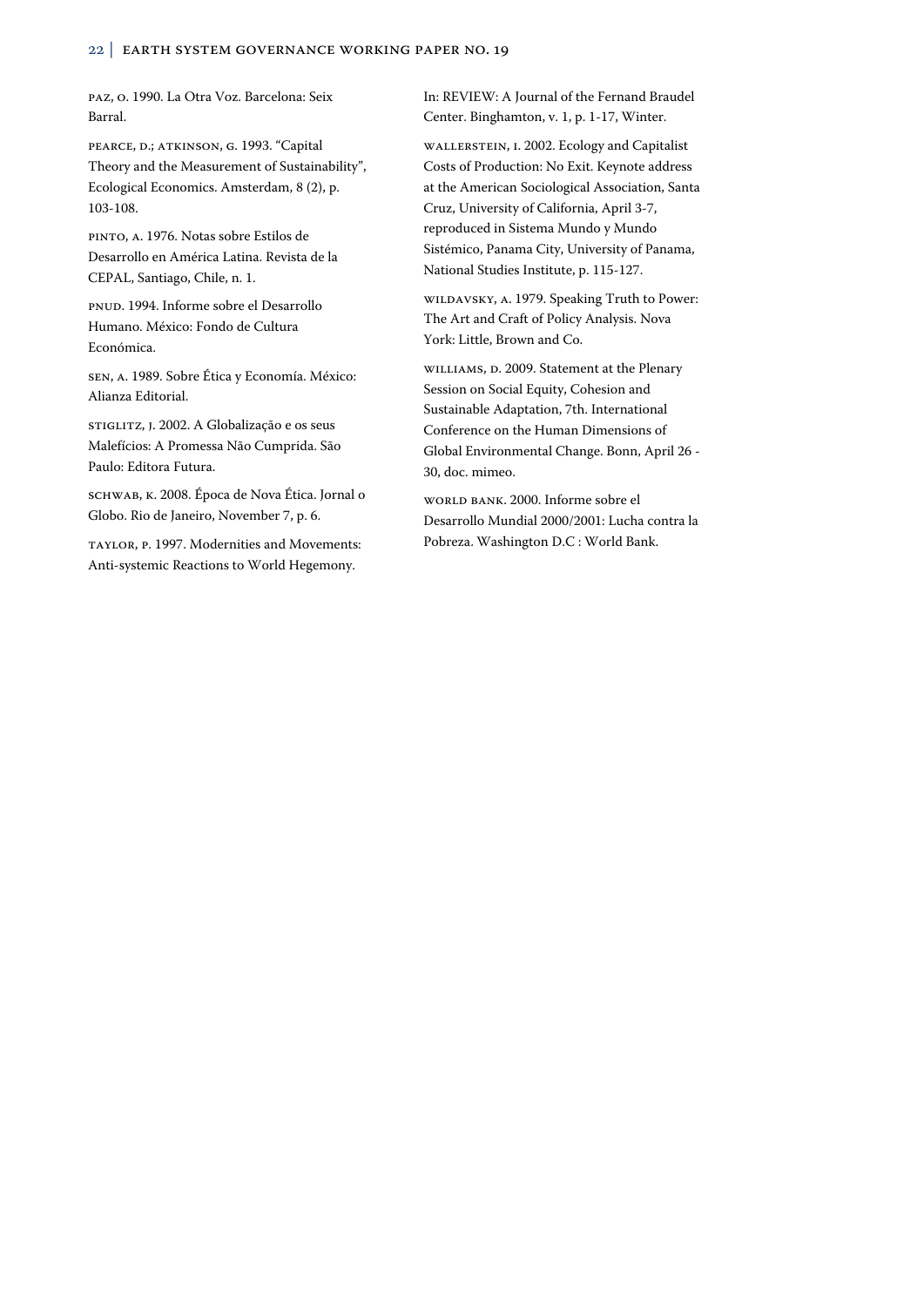PAZ, O. 1990. La Otra Voz. Barcelona: Seix Barral.

PEARCE, D.; ATKINSON, G. 1993. "Capital Theory and the Measurement of Sustainability", Ecological Economics. Amsterdam, 8 (2), p. 103-108.

PINTO, A. 1976. Notas sobre Estilos de Desarrollo en América Latina. Revista de la CEPAL, Santiago, Chile, n. 1.

PNUD. 1994. Informe sobre el Desarrollo Humano. México: Fondo de Cultura Económica.

SEN, A. 1989. Sobre Ética y Economía. México: Alianza Editorial.

STIGLITZ, J. 2002. A Globalização e os seus Malefícios: A Promessa Não Cumprida. São Paulo: Editora Futura.

SCHWAB, K. 2008. Época de Nova Ética. Jornal o Globo. Rio de Janeiro, November 7, p. 6.

TAYLOR, P. 1997. Modernities and Movements: Anti-systemic Reactions to World Hegemony. In: REVIEW: A Journal of the Fernand Braudel Center. Binghamton, v. 1, p. 1-17, Winter.

WALLERSTEIN, I. 2002. Ecology and Capitalist Costs of Production: No Exit. Keynote address at the American Sociological Association, Santa Cruz, University of California, April 3-7, reproduced in Sistema Mundo y Mundo Sistémico, Panama City, University of Panama, National Studies Institute, p. 115-127.

WILDAVSKY, A. 1979. Speaking Truth to Power: The Art and Craft of Policy Analysis. Nova York: Little, Brown and Co.

WILLIAMS, D. 2009. Statement at the Plenary Session on Social Equity, Cohesion and Sustainable Adaptation, 7th. International Conference on the Human Dimensions of Global Environmental Change. Bonn, April 26 - 30, doc. mimeo.

WORLD BANK. 2000. Informe sobre el Desarrollo Mundial 2000/2001: Lucha contra la Pobreza. Washington D.C : World Bank.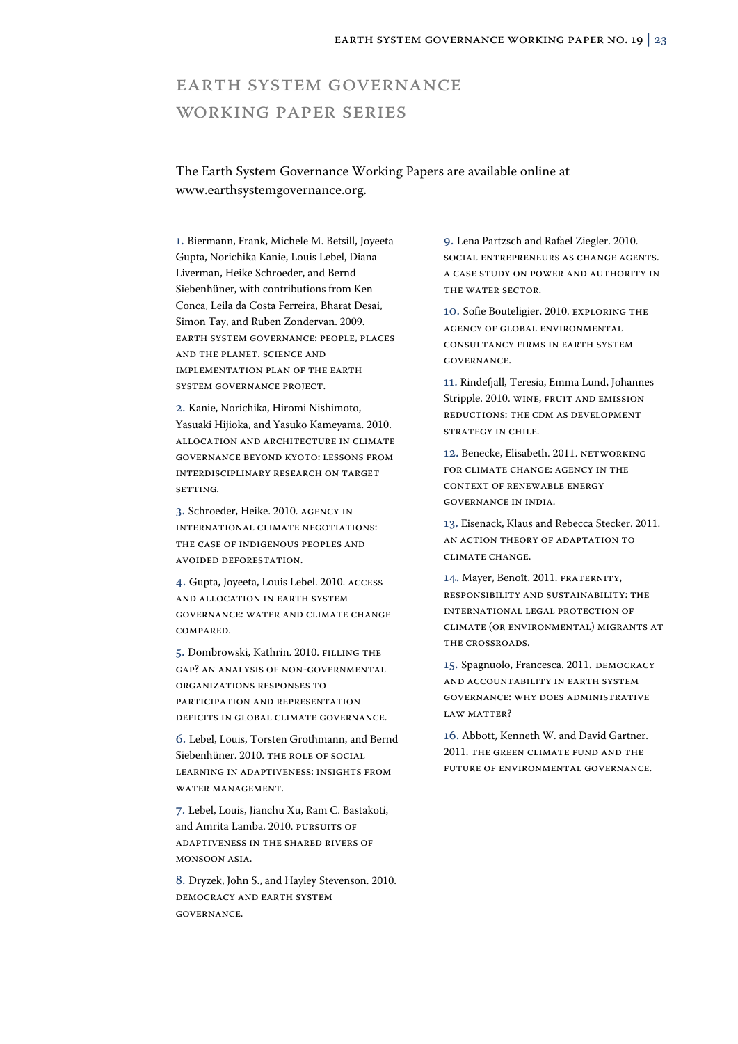# Earth System Governance Working Paper Series

The Earth System Governance Working Papers are available online at www.earthsystemgovernance.org.

1. Biermann, Frank, Michele M. Betsill, Joyeeta Gupta, Norichika Kanie, Louis Lebel, Diana Liverman, Heike Schroeder, and Bernd Siebenhüner, with contributions from Ken Conca, Leila da Costa Ferreira, Bharat Desai, Simon Tay, and Ruben Zondervan. 2009. Earth System Governance: People, Places and the Planet. Science and Implementation Plan of the Earth System Governance Project.

2. Kanie, Norichika, Hiromi Nishimoto, Yasuaki Hijioka, and Yasuko Kameyama. 2010. Allocation and Architecture in Climate Governance beyond Kyoto: Lessons from Interdisciplinary Research on Target Setting.

3. Schroeder, Heike. 2010. Agency in International Climate Negotiations: The Case of Indigenous Peoples and Avoided Deforestation.

4. Gupta, Joyeeta, Louis Lebel. 2010. Access and Allocation in Earth System Governance: Water and Climate Change Compared.

5. Dombrowski, Kathrin. 2010. Filling the Gap? An Analysis of Non-Governmental Organizations Responses to Participation and Representation Deficits in Global Climate Governance.

6. Lebel, Louis, Torsten Grothmann, and Bernd Siebenhüner. 2010. The Role of Social Learning in Adaptiveness: Insights from Water Management.

7. Lebel, Louis, Jianchu Xu, Ram C. Bastakoti, and Amrita Lamba. 2010. Pursuits of Adaptiveness in the Shared Rivers of Monsoon Asia.

8. Dryzek, John S., and Hayley Stevenson. 2010. Democracy and Earth System Governance.

9. Lena Partzsch and Rafael Ziegler. 2010. Social Entrepreneurs as Change Agents. A Case Study on Power and Authority in the Water Sector.

10. Sofie Bouteligier. 2010. Exploring the Agency of Global Environmental Consultancy Firms in Earth System Governance.

11. Rindefjäll, Teresia, Emma Lund, Johannes Stripple. 2010. Wine, Fruit and Emission Reductions: The CDM as Development Strategy in Chile.

12. Benecke, Elisabeth. 2011. Networking for Climate Change: Agency in the Context of Renewable Energy Governance in India.

13. Eisenack, Klaus and Rebecca Stecker. 2011. An Action Theory of Adaptation to Climate Change.

14. Mayer, Benoît. 2011. Fraternity, Responsibility and Sustainability: The International Legal Protection of Climate (or Environmental) Migrants at the Crossroads.

15. Spagnuolo, Francesca. 2011. Democracy and Accountability in Earth System Governance: Why Does Administrative Law Matter?

16. Abbott, Kenneth W. and David Gartner. 2011. The Green Climate Fund and the Future of Environmental Governance.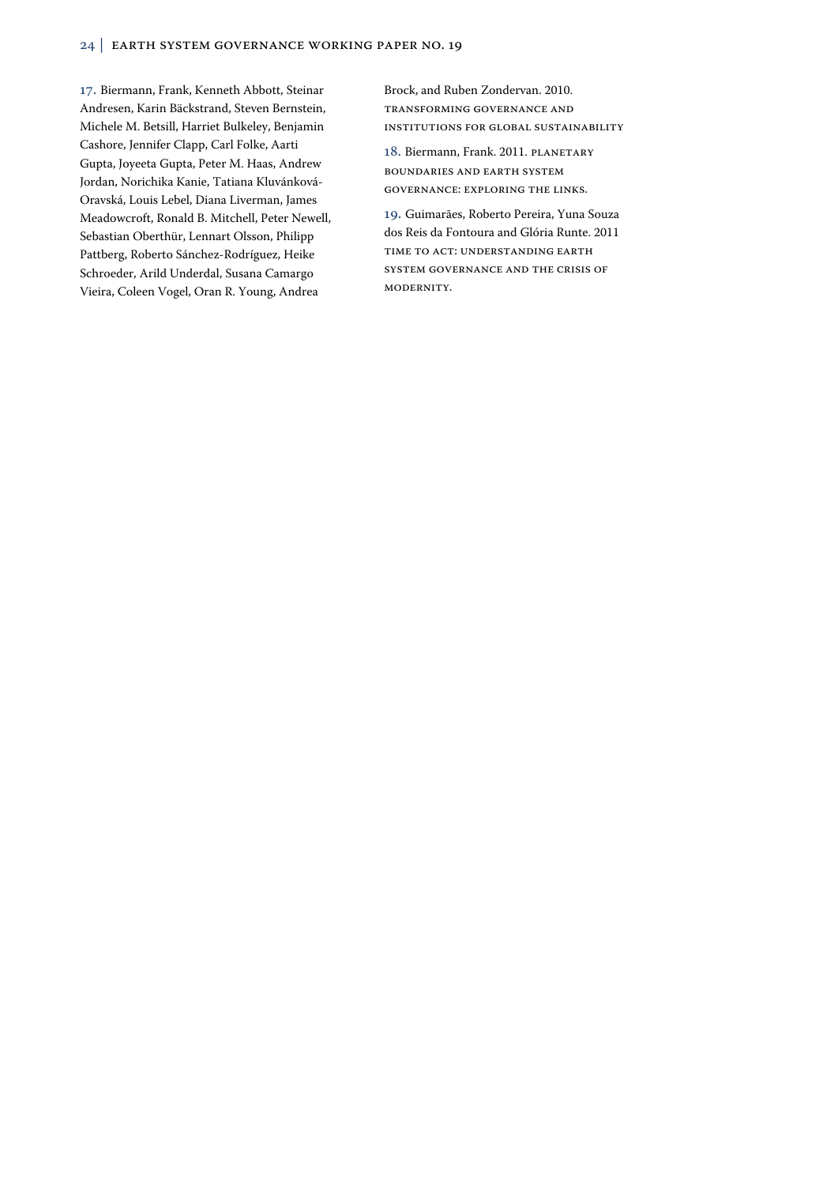17. Biermann, Frank, Kenneth Abbott, Steinar Andresen, Karin Bäckstrand, Steven Bernstein, Michele M. Betsill, Harriet Bulkeley, Benjamin Cashore, Jennifer Clapp, Carl Folke, Aarti Gupta, Joyeeta Gupta, Peter M. Haas, Andrew Jordan, Norichika Kanie, Tatiana Kluvánková-Oravská, Louis Lebel, Diana Liverman, James Meadowcroft, Ronald B. Mitchell, Peter Newell, Sebastian Oberthür, Lennart Olsson, Philipp Pattberg, Roberto Sánchez-Rodríguez, Heike Schroeder, Arild Underdal, Susana Camargo Vieira, Coleen Vogel, Oran R. Young, Andrea Brock, and Ruben Zondervan. 2010. TRANSFORMING GOVERNANCE AND INSTITUTIONS FOR GLOBAL SUSTAINABILITY

18. Biermann, Frank. 2011. PLANETARY BOUNDARIES AND EARTH SYSTEM GOVERNANCE: EXPLORING THE LINKS.

19. Guimarães, Roberto Pereira, Yuna Souza dos Reis da Fontoura and Glória Runte. 2011 TIME TO ACT: UNDERSTANDING EARTH SYSTEM GOVERNANCE AND THE CRISIS OF MODERNITY.